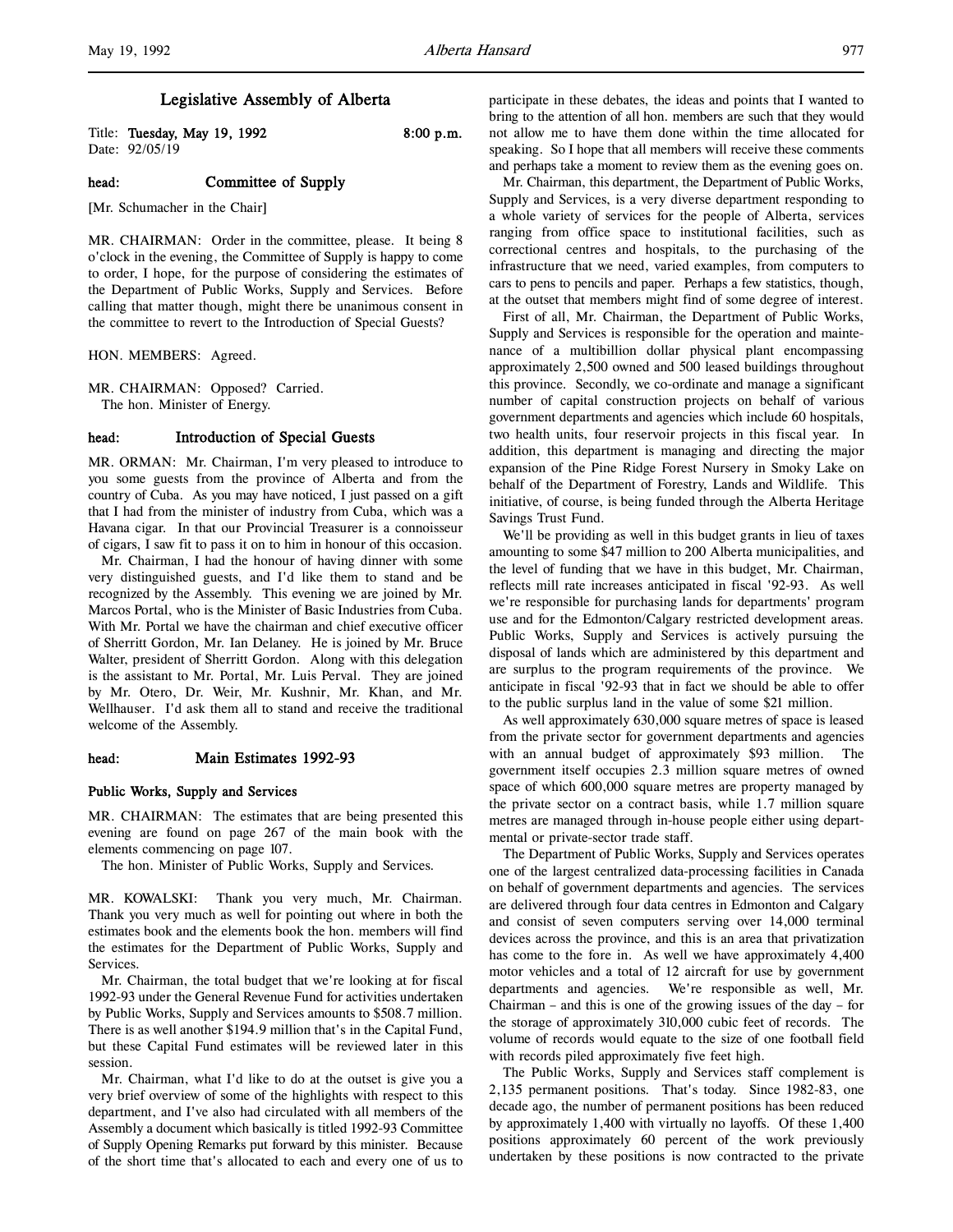# Legislative Assembly of Alberta

Title: **Tuesday, May 19, 1992** **8:00 p.m.**
Date: 92/05/19

## head: Committee of Supply

[Mr. Schumacher in the Chair]

MR. CHAIRMAN: Order in the committee, please. It being 8 o'clock in the evening, the Committee of Supply is happy to come to order, I hope, for the purpose of considering the estimates of the Department of Public Works, Supply and Services. Before calling that matter though, might there be unanimous consent in the committee to revert to the Introduction of Special Guests?

HON. MEMBERS: Agreed.

MR. CHAIRMAN: Opposed? Carried.
The hon. Minister of Energy.

## head: Introduction of Special Guests

MR. ORMAN: Mr. Chairman, I'm very pleased to introduce to you some guests from the province of Alberta and from the country of Cuba. As you may have noticed, I just passed on a gift that I had from the minister of industry from Cuba, which was a Havana cigar. In that our Provincial Treasurer is a connoisseur of cigars, I saw fit to pass it on to him in honour of this occasion.

Mr. Chairman, I had the honour of having dinner with some very distinguished guests, and I'd like them to stand and be recognized by the Assembly. This evening we are joined by Mr. Marcos Portal, who is the Minister of Basic Industries from Cuba. With Mr. Portal we have the chairman and chief executive officer of Sherritt Gordon, Mr. Ian Delaney. He is joined by Mr. Bruce Walter, president of Sherritt Gordon. Along with this delegation is the assistant to Mr. Portal, Mr. Luis Perval. They are joined by Mr. Otero, Dr. Weir, Mr. Kushnir, Mr. Khan, and Mr. Wellhauser. I'd ask them all to stand and receive the traditional welcome of the Assembly.

## head: Main Estimates 1992-93

### Public Works, Supply and Services

MR. CHAIRMAN: The estimates that are being presented this evening are found on page 267 of the main book with the elements commencing on page 107.

The hon. Minister of Public Works, Supply and Services.

MR. KOWALSKI: Thank you very much, Mr. Chairman. Thank you very much as well for pointing out where in both the estimates book and the elements book the hon. members will find the estimates for the Department of Public Works, Supply and Services.

Mr. Chairman, the total budget that we're looking at for fiscal 1992-93 under the General Revenue Fund for activities undertaken by Public Works, Supply and Services amounts to $508.7 million. There is as well another $194.9 million that's in the Capital Fund, but these Capital Fund estimates will be reviewed later in this session.

Mr. Chairman, what I'd like to do at the outset is give you a very brief overview of some of the highlights with respect to this department, and I've also had circulated with all members of the Assembly a document which basically is titled 1992-93 Committee of Supply Opening Remarks put forward by this minister. Because of the short time that's allocated to each and every one of us to participate in these debates, the ideas and points that I wanted to bring to the attention of all hon. members are such that they would not allow me to have them done within the time allocated for speaking. So I hope that all members will receive these comments and perhaps take a moment to review them as the evening goes on.

Mr. Chairman, this department, the Department of Public Works, Supply and Services, is a very diverse department responding to a whole variety of services for the people of Alberta, services ranging from office space to institutional facilities, such as correctional centres and hospitals, to the purchasing of the infrastructure that we need, varied examples, from computers to cars to pens to pencils and paper. Perhaps a few statistics, though, at the outset that members might find of some degree of interest.

First of all, Mr. Chairman, the Department of Public Works, Supply and Services is responsible for the operation and maintenance of a multibillion dollar physical plant encompassing approximately 2,500 owned and 500 leased buildings throughout this province. Secondly, we co-ordinate and manage a significant number of capital construction projects on behalf of various government departments and agencies which include 60 hospitals, two health units, four reservoir projects in this fiscal year. In addition, this department is managing and directing the major expansion of the Pine Ridge Forest Nursery in Smoky Lake on behalf of the Department of Forestry, Lands and Wildlife. This initiative, of course, is being funded through the Alberta Heritage Savings Trust Fund.

We'll be providing as well in this budget grants in lieu of taxes amounting to some $47 million to 200 Alberta municipalities, and the level of funding that we have in this budget, Mr. Chairman, reflects mill rate increases anticipated in fiscal '92-93. As well we're responsible for purchasing lands for departments' program use and for the Edmonton/Calgary restricted development areas. Public Works, Supply and Services is actively pursuing the disposal of lands which are administered by this department and are surplus to the program requirements of the province. We anticipate in fiscal '92-93 that in fact we should be able to offer to the public surplus land in the value of some $21 million.

As well approximately 630,000 square metres of space is leased from the private sector for government departments and agencies with an annual budget of approximately $93 million. The government itself occupies 2.3 million square metres of owned space of which 600,000 square metres are property managed by the private sector on a contract basis, while 1.7 million square metres are managed through in-house people either using departmental or private-sector trade staff.

The Department of Public Works, Supply and Services operates one of the largest centralized data-processing facilities in Canada on behalf of government departments and agencies. The services are delivered through four data centres in Edmonton and Calgary and consist of seven computers serving over 14,000 terminal devices across the province, and this is an area that privatization has come to the fore in. As well we have approximately 4,400 motor vehicles and a total of 12 aircraft for use by government departments and agencies. We're responsible as well, Mr. Chairman – and this is one of the growing issues of the day – for the storage of approximately 310,000 cubic feet of records. The volume of records would equate to the size of one football field with records piled approximately five feet high.

The Public Works, Supply and Services staff complement is 2,135 permanent positions. That's today. Since 1982-83, one decade ago, the number of permanent positions has been reduced by approximately 1,400 with virtually no layoffs. Of these 1,400 positions approximately 60 percent of the work previously undertaken by these positions is now contracted to the private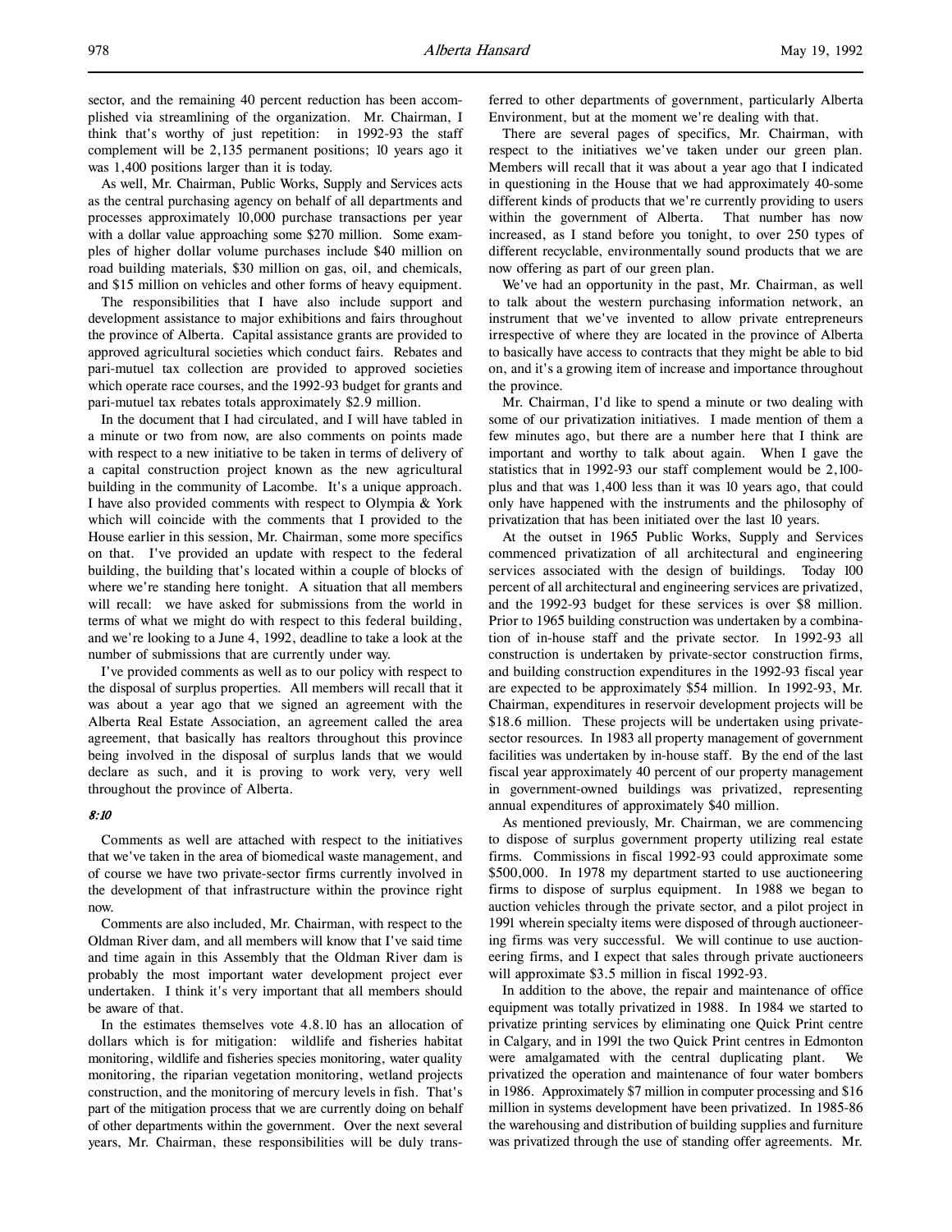sector, and the remaining 40 percent reduction has been accomplished via streamlining of the organization. Mr. Chairman, I think that's worthy of just repetition: in 1992-93 the staff complement will be 2,135 permanent positions; 10 years ago it was 1,400 positions larger than it is today.

As well, Mr. Chairman, Public Works, Supply and Services acts as the central purchasing agency on behalf of all departments and processes approximately 10,000 purchase transactions per year with a dollar value approaching some $270 million. Some examples of higher dollar volume purchases include $40 million on road building materials, $30 million on gas, oil, and chemicals, and $15 million on vehicles and other forms of heavy equipment.

The responsibilities that I have also include support and development assistance to major exhibitions and fairs throughout the province of Alberta. Capital assistance grants are provided to approved agricultural societies which conduct fairs. Rebates and pari-mutuel tax collection are provided to approved societies which operate race courses, and the 1992-93 budget for grants and pari-mutuel tax rebates totals approximately $2.9 million.

In the document that I had circulated, and I will have tabled in a minute or two from now, are also comments on points made with respect to a new initiative to be taken in terms of delivery of a capital construction project known as the new agricultural building in the community of Lacombe. It's a unique approach. I have also provided comments with respect to Olympia & York which will coincide with the comments that I provided to the House earlier in this session, Mr. Chairman, some more specifics on that. I've provided an update with respect to the federal building, the building that's located within a couple of blocks of where we're standing here tonight. A situation that all members will recall: we have asked for submissions from the world in terms of what we might do with respect to this federal building, and we're looking to a June 4, 1992, deadline to take a look at the number of submissions that are currently under way.

I've provided comments as well as to our policy with respect to the disposal of surplus properties. All members will recall that it was about a year ago that we signed an agreement with the Alberta Real Estate Association, an agreement called the area agreement, that basically has realtors throughout this province being involved in the disposal of surplus lands that we would declare as such, and it is proving to work very, very well throughout the province of Alberta.

*8:10*

Comments as well are attached with respect to the initiatives that we've taken in the area of biomedical waste management, and of course we have two private-sector firms currently involved in the development of that infrastructure within the province right now.

Comments are also included, Mr. Chairman, with respect to the Oldman River dam, and all members will know that I've said time and time again in this Assembly that the Oldman River dam is probably the most important water development project ever undertaken. I think it's very important that all members should be aware of that.

In the estimates themselves vote 4.8.10 has an allocation of dollars which is for mitigation: wildlife and fisheries habitat monitoring, wildlife and fisheries species monitoring, water quality monitoring, the riparian vegetation monitoring, wetland projects construction, and the monitoring of mercury levels in fish. That's part of the mitigation process that we are currently doing on behalf of other departments within the government. Over the next several years, Mr. Chairman, these responsibilities will be duly transferred to other departments of government, particularly Alberta Environment, but at the moment we're dealing with that.

There are several pages of specifics, Mr. Chairman, with respect to the initiatives we've taken under our green plan. Members will recall that it was about a year ago that I indicated in questioning in the House that we had approximately 40-some different kinds of products that we're currently providing to users within the government of Alberta. That number has now increased, as I stand before you tonight, to over 250 types of different recyclable, environmentally sound products that we are now offering as part of our green plan.

We've had an opportunity in the past, Mr. Chairman, as well to talk about the western purchasing information network, an instrument that we've invented to allow private entrepreneurs irrespective of where they are located in the province of Alberta to basically have access to contracts that they might be able to bid on, and it's a growing item of increase and importance throughout the province.

Mr. Chairman, I'd like to spend a minute or two dealing with some of our privatization initiatives. I made mention of them a few minutes ago, but there are a number here that I think are important and worthy to talk about again. When I gave the statistics that in 1992-93 our staff complement would be 2,100-plus and that was 1,400 less than it was 10 years ago, that could only have happened with the instruments and the philosophy of privatization that has been initiated over the last 10 years.

At the outset in 1965 Public Works, Supply and Services commenced privatization of all architectural and engineering services associated with the design of buildings. Today 100 percent of all architectural and engineering services are privatized, and the 1992-93 budget for these services is over $8 million. Prior to 1965 building construction was undertaken by a combination of in-house staff and the private sector. In 1992-93 all construction is undertaken by private-sector construction firms, and building construction expenditures in the 1992-93 fiscal year are expected to be approximately $54 million. In 1992-93, Mr. Chairman, expenditures in reservoir development projects will be $18.6 million. These projects will be undertaken using private-sector resources. In 1983 all property management of government facilities was undertaken by in-house staff. By the end of the last fiscal year approximately 40 percent of our property management in government-owned buildings was privatized, representing annual expenditures of approximately $40 million.

As mentioned previously, Mr. Chairman, we are commencing to dispose of surplus government property utilizing real estate firms. Commissions in fiscal 1992-93 could approximate some $500,000. In 1978 my department started to use auctioneering firms to dispose of surplus equipment. In 1988 we began to auction vehicles through the private sector, and a pilot project in 1991 wherein specialty items were disposed of through auctioneering firms was very successful. We will continue to use auctioneering firms, and I expect that sales through private auctioneers will approximate $3.5 million in fiscal 1992-93.

In addition to the above, the repair and maintenance of office equipment was totally privatized in 1988. In 1984 we started to privatize printing services by eliminating one Quick Print centre in Calgary, and in 1991 the two Quick Print centres in Edmonton were amalgamated with the central duplicating plant. We privatized the operation and maintenance of four water bombers in 1986. Approximately $7 million in computer processing and $16 million in systems development have been privatized. In 1985-86 the warehousing and distribution of building supplies and furniture was privatized through the use of standing offer agreements. Mr.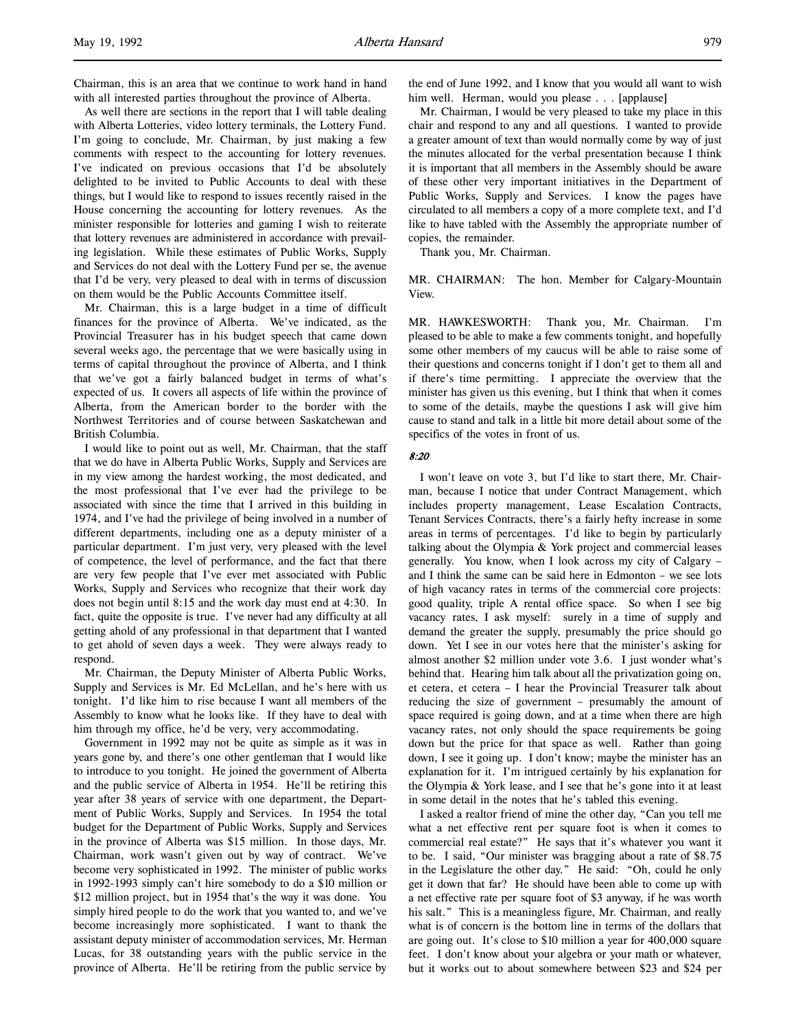Chairman, this is an area that we continue to work hand in hand with all interested parties throughout the province of Alberta.

As well there are sections in the report that I will table dealing with Alberta Lotteries, video lottery terminals, the Lottery Fund. I'm going to conclude, Mr. Chairman, by just making a few comments with respect to the accounting for lottery revenues. I've indicated on previous occasions that I'd be absolutely delighted to be invited to Public Accounts to deal with these things, but I would like to respond to issues recently raised in the House concerning the accounting for lottery revenues. As the minister responsible for lotteries and gaming I wish to reiterate that lottery revenues are administered in accordance with prevailing legislation. While these estimates of Public Works, Supply and Services do not deal with the Lottery Fund per se, the avenue that I'd be very, very pleased to deal with in terms of discussion on them would be the Public Accounts Committee itself.

Mr. Chairman, this is a large budget in a time of difficult finances for the province of Alberta. We've indicated, as the Provincial Treasurer has in his budget speech that came down several weeks ago, the percentage that we were basically using in terms of capital throughout the province of Alberta, and I think that we've got a fairly balanced budget in terms of what's expected of us. It covers all aspects of life within the province of Alberta, from the American border to the border with the Northwest Territories and of course between Saskatchewan and British Columbia.

I would like to point out as well, Mr. Chairman, that the staff that we do have in Alberta Public Works, Supply and Services are in my view among the hardest working, the most dedicated, and the most professional that I've ever had the privilege to be associated with since the time that I arrived in this building in 1974, and I've had the privilege of being involved in a number of different departments, including one as a deputy minister of a particular department. I'm just very, very pleased with the level of competence, the level of performance, and the fact that there are very few people that I've ever met associated with Public Works, Supply and Services who recognize that their work day does not begin until 8:15 and the work day must end at 4:30. In fact, quite the opposite is true. I've never had any difficulty at all getting ahold of any professional in that department that I wanted to get ahold of seven days a week. They were always ready to respond.

Mr. Chairman, the Deputy Minister of Alberta Public Works, Supply and Services is Mr. Ed McLellan, and he's here with us tonight. I'd like him to rise because I want all members of the Assembly to know what he looks like. If they have to deal with him through my office, he'd be very, very accommodating.

Government in 1992 may not be quite as simple as it was in years gone by, and there's one other gentleman that I would like to introduce to you tonight. He joined the government of Alberta and the public service of Alberta in 1954. He'll be retiring this year after 38 years of service with one department, the Department of Public Works, Supply and Services. In 1954 the total budget for the Department of Public Works, Supply and Services in the province of Alberta was $15 million. In those days, Mr. Chairman, work wasn't given out by way of contract. We've become very sophisticated in 1992. The minister of public works in 1992-1993 simply can't hire somebody to do a $10 million or $12 million project, but in 1954 that's the way it was done. You simply hired people to do the work that you wanted to, and we've become increasingly more sophisticated. I want to thank the assistant deputy minister of accommodation services, Mr. Herman Lucas, for 38 outstanding years with the public service in the province of Alberta. He'll be retiring from the public service by the end of June 1992, and I know that you would all want to wish him well. Herman, would you please . . . [applause]

Mr. Chairman, I would be very pleased to take my place in this chair and respond to any and all questions. I wanted to provide a greater amount of text than would normally come by way of just the minutes allocated for the verbal presentation because I think it is important that all members in the Assembly should be aware of these other very important initiatives in the Department of Public Works, Supply and Services. I know the pages have circulated to all members a copy of a more complete text, and I'd like to have tabled with the Assembly the appropriate number of copies, the remainder.

Thank you, Mr. Chairman.

MR. CHAIRMAN: The hon. Member for Calgary-Mountain View.

MR. HAWKESWORTH: Thank you, Mr. Chairman. I'm pleased to be able to make a few comments tonight, and hopefully some other members of my caucus will be able to raise some of their questions and concerns tonight if I don't get to them all and if there's time permitting. I appreciate the overview that the minister has given us this evening, but I think that when it comes to some of the details, maybe the questions I ask will give him cause to stand and talk in a little bit more detail about some of the specifics of the votes in front of us.

*8:20*

I won't leave on vote 3, but I'd like to start there, Mr. Chairman, because I notice that under Contract Management, which includes property management, Lease Escalation Contracts, Tenant Services Contracts, there's a fairly hefty increase in some areas in terms of percentages. I'd like to begin by particularly talking about the Olympia & York project and commercial leases generally. You know, when I look across my city of Calgary – and I think the same can be said here in Edmonton – we see lots of high vacancy rates in terms of the commercial core projects: good quality, triple A rental office space. So when I see big vacancy rates, I ask myself: surely in a time of supply and demand the greater the supply, presumably the price should go down. Yet I see in our votes here that the minister's asking for almost another $2 million under vote 3.6. I just wonder what's behind that. Hearing him talk about all the privatization going on, et cetera, et cetera – I hear the Provincial Treasurer talk about reducing the size of government – presumably the amount of space required is going down, and at a time when there are high vacancy rates, not only should the space requirements be going down but the price for that space as well. Rather than going down, I see it going up. I don't know; maybe the minister has an explanation for it. I'm intrigued certainly by his explanation for the Olympia & York lease, and I see that he's gone into it at least in some detail in the notes that he's tabled this evening.

I asked a realtor friend of mine the other day, "Can you tell me what a net effective rent per square foot is when it comes to commercial real estate?" He says that it's whatever you want it to be. I said, "Our minister was bragging about a rate of $8.75 in the Legislature the other day." He said: "Oh, could he only get it down that far? He should have been able to come up with a net effective rate per square foot of $3 anyway, if he was worth his salt." This is a meaningless figure, Mr. Chairman, and really what is of concern is the bottom line in terms of the dollars that are going out. It's close to $10 million a year for 400,000 square feet. I don't know about your algebra or your math or whatever, but it works out to about somewhere between $23 and $24 per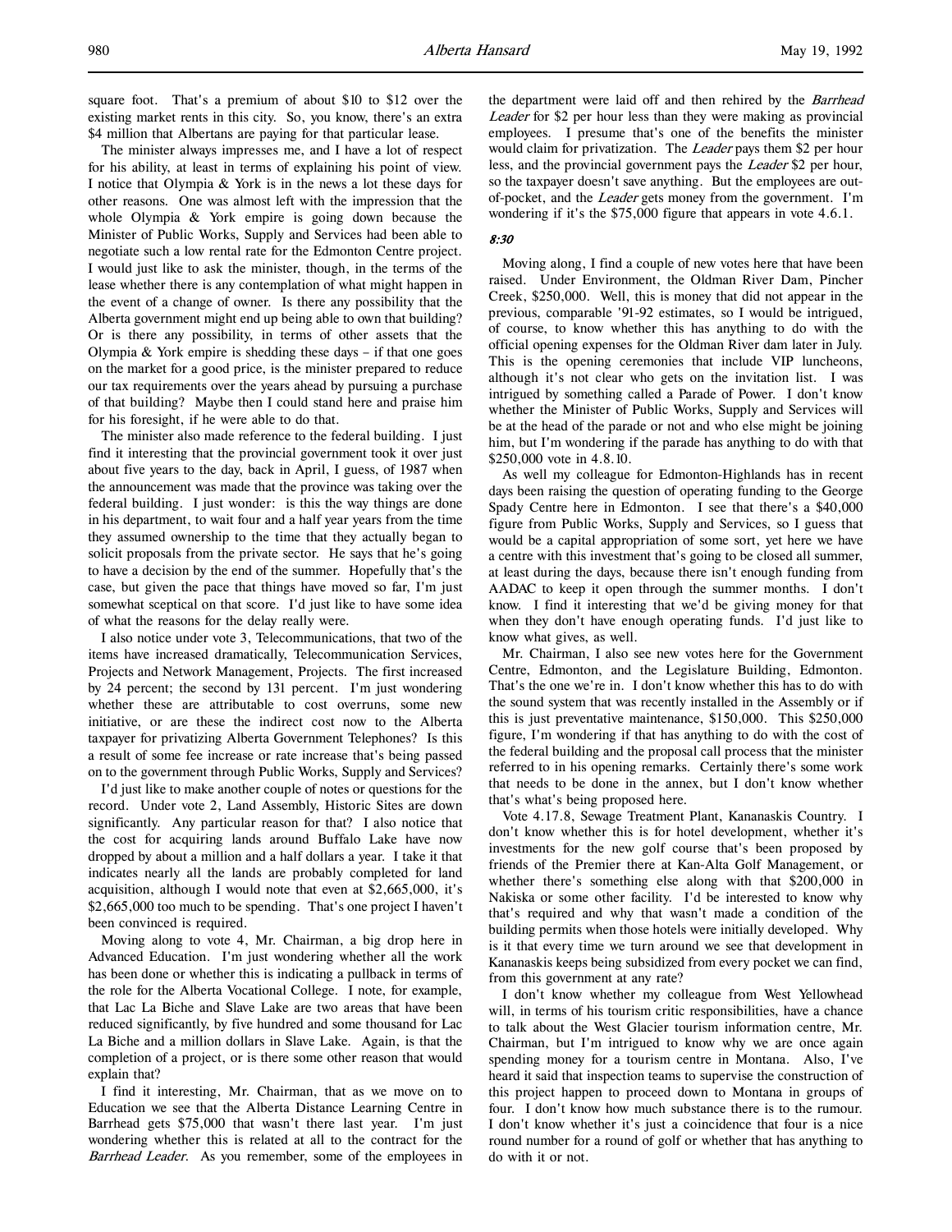square foot. That's a premium of about $10 to $12 over the existing market rents in this city. So, you know, there's an extra $4 million that Albertans are paying for that particular lease.

The minister always impresses me, and I have a lot of respect for his ability, at least in terms of explaining his point of view. I notice that Olympia & York is in the news a lot these days for other reasons. One was almost left with the impression that the whole Olympia & York empire is going down because the Minister of Public Works, Supply and Services had been able to negotiate such a low rental rate for the Edmonton Centre project. I would just like to ask the minister, though, in the terms of the lease whether there is any contemplation of what might happen in the event of a change of owner. Is there any possibility that the Alberta government might end up being able to own that building? Or is there any possibility, in terms of other assets that the Olympia & York empire is shedding these days – if that one goes on the market for a good price, is the minister prepared to reduce our tax requirements over the years ahead by pursuing a purchase of that building? Maybe then I could stand here and praise him for his foresight, if he were able to do that.

The minister also made reference to the federal building. I just find it interesting that the provincial government took it over just about five years to the day, back in April, I guess, of 1987 when the announcement was made that the province was taking over the federal building. I just wonder: is this the way things are done in his department, to wait four and a half year years from the time they assumed ownership to the time that they actually began to solicit proposals from the private sector. He says that he's going to have a decision by the end of the summer. Hopefully that's the case, but given the pace that things have moved so far, I'm just somewhat sceptical on that score. I'd just like to have some idea of what the reasons for the delay really were.

I also notice under vote 3, Telecommunications, that two of the items have increased dramatically, Telecommunication Services, Projects and Network Management, Projects. The first increased by 24 percent; the second by 131 percent. I'm just wondering whether these are attributable to cost overruns, some new initiative, or are these the indirect cost now to the Alberta taxpayer for privatizing Alberta Government Telephones? Is this a result of some fee increase or rate increase that's being passed on to the government through Public Works, Supply and Services?

I'd just like to make another couple of notes or questions for the record. Under vote 2, Land Assembly, Historic Sites are down significantly. Any particular reason for that? I also notice that the cost for acquiring lands around Buffalo Lake have now dropped by about a million and a half dollars a year. I take it that indicates nearly all the lands are probably completed for land acquisition, although I would note that even at $2,665,000, it's $2,665,000 too much to be spending. That's one project I haven't been convinced is required.

Moving along to vote 4, Mr. Chairman, a big drop here in Advanced Education. I'm just wondering whether all the work has been done or whether this is indicating a pullback in terms of the role for the Alberta Vocational College. I note, for example, that Lac La Biche and Slave Lake are two areas that have been reduced significantly, by five hundred and some thousand for Lac La Biche and a million dollars in Slave Lake. Again, is that the completion of a project, or is there some other reason that would explain that?

I find it interesting, Mr. Chairman, that as we move on to Education we see that the Alberta Distance Learning Centre in Barrhead gets $75,000 that wasn't there last year. I'm just wondering whether this is related at all to the contract for the *Barrhead Leader*. As you remember, some of the employees in the department were laid off and then rehired by the *Barrhead Leader* for $2 per hour less than they were making as provincial employees. I presume that's one of the benefits the minister would claim for privatization. The *Leader* pays them $2 per hour less, and the provincial government pays the *Leader* $2 per hour, so the taxpayer doesn't save anything. But the employees are out-of-pocket, and the *Leader* gets money from the government. I'm wondering if it's the $75,000 figure that appears in vote 4.6.1.

*8:30*

Moving along, I find a couple of new votes here that have been raised. Under Environment, the Oldman River Dam, Pincher Creek, $250,000. Well, this is money that did not appear in the previous, comparable '91-92 estimates, so I would be intrigued, of course, to know whether this has anything to do with the official opening expenses for the Oldman River dam later in July. This is the opening ceremonies that include VIP luncheons, although it's not clear who gets on the invitation list. I was intrigued by something called a Parade of Power. I don't know whether the Minister of Public Works, Supply and Services will be at the head of the parade or not and who else might be joining him, but I'm wondering if the parade has anything to do with that $250,000 vote in 4.8.10.

As well my colleague for Edmonton-Highlands has in recent days been raising the question of operating funding to the George Spady Centre here in Edmonton. I see that there's a $40,000 figure from Public Works, Supply and Services, so I guess that would be a capital appropriation of some sort, yet here we have a centre with this investment that's going to be closed all summer, at least during the days, because there isn't enough funding from AADAC to keep it open through the summer months. I don't know. I find it interesting that we'd be giving money for that when they don't have enough operating funds. I'd just like to know what gives, as well.

Mr. Chairman, I also see new votes here for the Government Centre, Edmonton, and the Legislature Building, Edmonton. That's the one we're in. I don't know whether this has to do with the sound system that was recently installed in the Assembly or if this is just preventative maintenance, $150,000. This $250,000 figure, I'm wondering if that has anything to do with the cost of the federal building and the proposal call process that the minister referred to in his opening remarks. Certainly there's some work that needs to be done in the annex, but I don't know whether that's what's being proposed here.

Vote 4.17.8, Sewage Treatment Plant, Kananaskis Country. I don't know whether this is for hotel development, whether it's investments for the new golf course that's been proposed by friends of the Premier there at Kan-Alta Golf Management, or whether there's something else along with that $200,000 in Nakiska or some other facility. I'd be interested to know why that's required and why that wasn't made a condition of the building permits when those hotels were initially developed. Why is it that every time we turn around we see that development in Kananaskis keeps being subsidized from every pocket we can find, from this government at any rate?

I don't know whether my colleague from West Yellowhead will, in terms of his tourism critic responsibilities, have a chance to talk about the West Glacier tourism information centre, Mr. Chairman, but I'm intrigued to know why we are once again spending money for a tourism centre in Montana. Also, I've heard it said that inspection teams to supervise the construction of this project happen to proceed down to Montana in groups of four. I don't know how much substance there is to the rumour. I don't know whether it's just a coincidence that four is a nice round number for a round of golf or whether that has anything to do with it or not.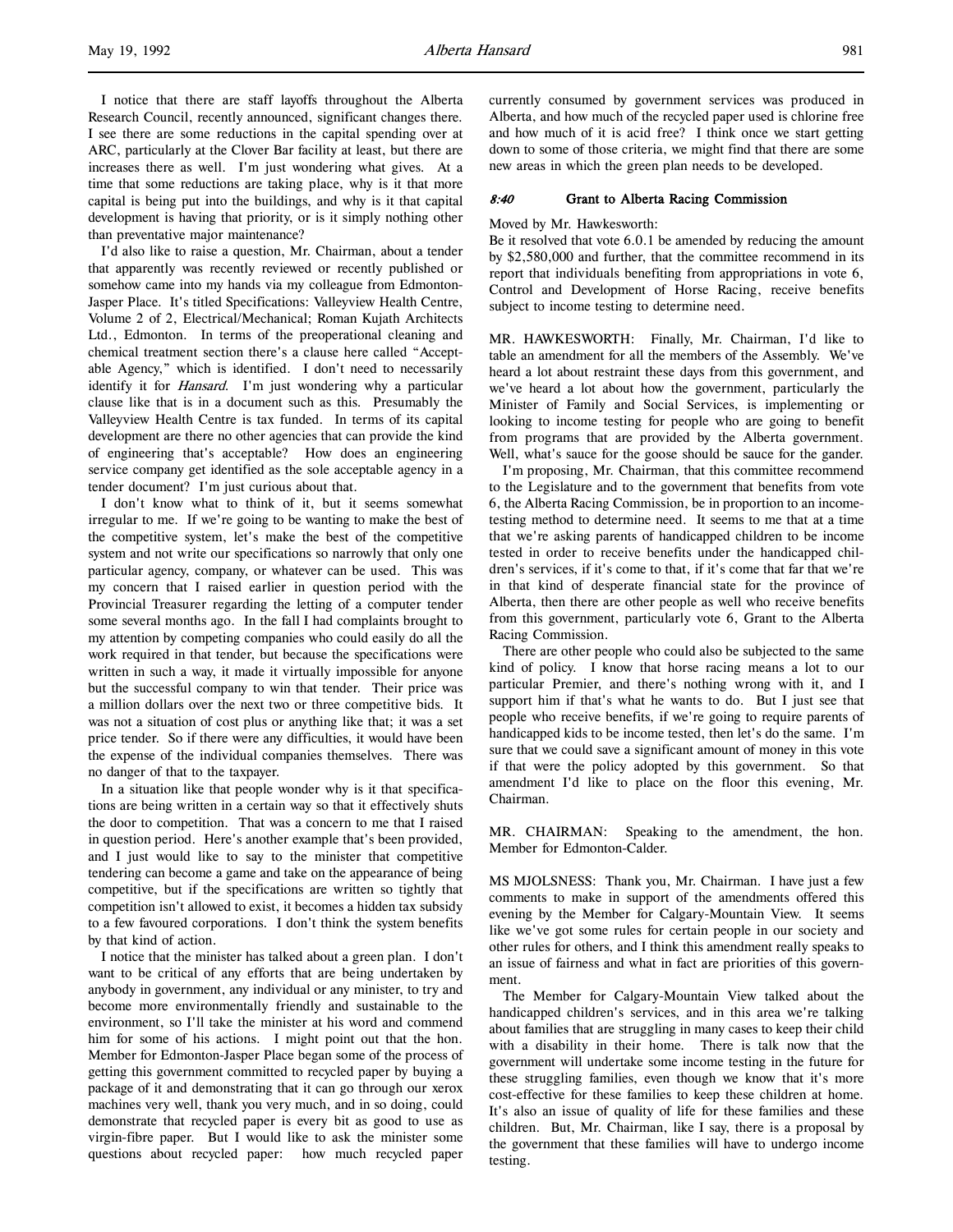I notice that there are staff layoffs throughout the Alberta Research Council, recently announced, significant changes there. I see there are some reductions in the capital spending over at ARC, particularly at the Clover Bar facility at least, but there are increases there as well. I'm just wondering what gives. At a time that some reductions are taking place, why is it that more capital is being put into the buildings, and why is it that capital development is having that priority, or is it simply nothing other than preventative major maintenance?

I'd also like to raise a question, Mr. Chairman, about a tender that apparently was recently reviewed or recently published or somehow came into my hands via my colleague from Edmonton-Jasper Place. It's titled Specifications: Valleyview Health Centre, Volume 2 of 2, Electrical/Mechanical; Roman Kujath Architects Ltd., Edmonton. In terms of the preoperational cleaning and chemical treatment section there's a clause here called "Acceptable Agency," which is identified. I don't need to necessarily identify it for *Hansard*. I'm just wondering why a particular clause like that is in a document such as this. Presumably the Valleyview Health Centre is tax funded. In terms of its capital development are there no other agencies that can provide the kind of engineering that's acceptable? How does an engineering service company get identified as the sole acceptable agency in a tender document? I'm just curious about that.

I don't know what to think of it, but it seems somewhat irregular to me. If we're going to be wanting to make the best of the competitive system, let's make the best of the competitive system and not write our specifications so narrowly that only one particular agency, company, or whatever can be used. This was my concern that I raised earlier in question period with the Provincial Treasurer regarding the letting of a computer tender some several months ago. In the fall I had complaints brought to my attention by competing companies who could easily do all the work required in that tender, but because the specifications were written in such a way, it made it virtually impossible for anyone but the successful company to win that tender. Their price was a million dollars over the next two or three competitive bids. It was not a situation of cost plus or anything like that; it was a set price tender. So if there were any difficulties, it would have been the expense of the individual companies themselves. There was no danger of that to the taxpayer.

In a situation like that people wonder why is it that specifications are being written in a certain way so that it effectively shuts the door to competition. That was a concern to me that I raised in question period. Here's another example that's been provided, and I just would like to say to the minister that competitive tendering can become a game and take on the appearance of being competitive, but if the specifications are written so tightly that competition isn't allowed to exist, it becomes a hidden tax subsidy to a few favoured corporations. I don't think the system benefits by that kind of action.

I notice that the minister has talked about a green plan. I don't want to be critical of any efforts that are being undertaken by anybody in government, any individual or any minister, to try and become more environmentally friendly and sustainable to the environment, so I'll take the minister at his word and commend him for some of his actions. I might point out that the hon. Member for Edmonton-Jasper Place began some of the process of getting this government committed to recycled paper by buying a package of it and demonstrating that it can go through our xerox machines very well, thank you very much, and in so doing, could demonstrate that recycled paper is every bit as good to use as virgin-fibre paper. But I would like to ask the minister some questions about recycled paper: how much recycled paper currently consumed by government services was produced in Alberta, and how much of the recycled paper used is chlorine free and how much of it is acid free? I think once we start getting down to some of those criteria, we might find that there are some new areas in which the green plan needs to be developed.

### *8:40* Grant to Alberta Racing Commission

Moved by Mr. Hawkesworth:
Be it resolved that vote 6.0.1 be amended by reducing the amount by $2,580,000 and further, that the committee recommend in its report that individuals benefiting from appropriations in vote 6, Control and Development of Horse Racing, receive benefits subject to income testing to determine need.

MR. HAWKESWORTH: Finally, Mr. Chairman, I'd like to table an amendment for all the members of the Assembly. We've heard a lot about restraint these days from this government, and we've heard a lot about how the government, particularly the Minister of Family and Social Services, is implementing or looking to income testing for people who are going to benefit from programs that are provided by the Alberta government. Well, what's sauce for the goose should be sauce for the gander.

I'm proposing, Mr. Chairman, that this committee recommend to the Legislature and to the government that benefits from vote 6, the Alberta Racing Commission, be in proportion to an income-testing method to determine need. It seems to me that at a time that we're asking parents of handicapped children to be income tested in order to receive benefits under the handicapped children's services, if it's come to that, if it's come that far that we're in that kind of desperate financial state for the province of Alberta, then there are other people as well who receive benefits from this government, particularly vote 6, Grant to the Alberta Racing Commission.

There are other people who could also be subjected to the same kind of policy. I know that horse racing means a lot to our particular Premier, and there's nothing wrong with it, and I support him if that's what he wants to do. But I just see that people who receive benefits, if we're going to require parents of handicapped kids to be income tested, then let's do the same. I'm sure that we could save a significant amount of money in this vote if that were the policy adopted by this government. So that amendment I'd like to place on the floor this evening, Mr. Chairman.

MR. CHAIRMAN: Speaking to the amendment, the hon. Member for Edmonton-Calder.

MS MJOLSNESS: Thank you, Mr. Chairman. I have just a few comments to make in support of the amendments offered this evening by the Member for Calgary-Mountain View. It seems like we've got some rules for certain people in our society and other rules for others, and I think this amendment really speaks to an issue of fairness and what in fact are priorities of this government.

The Member for Calgary-Mountain View talked about the handicapped children's services, and in this area we're talking about families that are struggling in many cases to keep their child with a disability in their home. There is talk now that the government will undertake some income testing in the future for these struggling families, even though we know that it's more cost-effective for these families to keep these children at home. It's also an issue of quality of life for these families and these children. But, Mr. Chairman, like I say, there is a proposal by the government that these families will have to undergo income testing.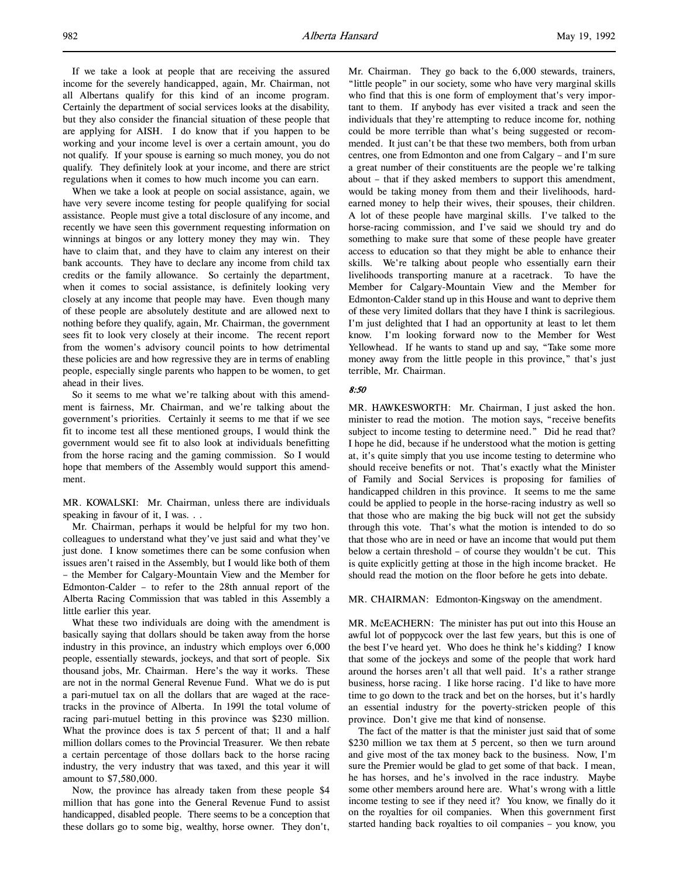If we take a look at people that are receiving the assured income for the severely handicapped, again, Mr. Chairman, not all Albertans qualify for this kind of an income program. Certainly the department of social services looks at the disability, but they also consider the financial situation of these people that are applying for AISH. I do know that if you happen to be working and your income level is over a certain amount, you do not qualify. If your spouse is earning so much money, you do not qualify. They definitely look at your income, and there are strict regulations when it comes to how much income you can earn.

When we take a look at people on social assistance, again, we have very severe income testing for people qualifying for social assistance. People must give a total disclosure of any income, and recently we have seen this government requesting information on winnings at bingos or any lottery money they may win. They have to claim that, and they have to claim any interest on their bank accounts. They have to declare any income from child tax credits or the family allowance. So certainly the department, when it comes to social assistance, is definitely looking very closely at any income that people may have. Even though many of these people are absolutely destitute and are allowed next to nothing before they qualify, again, Mr. Chairman, the government sees fit to look very closely at their income. The recent report from the women's advisory council points to how detrimental these policies are and how regressive they are in terms of enabling people, especially single parents who happen to be women, to get ahead in their lives.

So it seems to me what we're talking about with this amendment is fairness, Mr. Chairman, and we're talking about the government's priorities. Certainly it seems to me that if we see fit to income test all these mentioned groups, I would think the government would see fit to also look at individuals benefitting from the horse racing and the gaming commission. So I would hope that members of the Assembly would support this amendment.

MR. KOWALSKI: Mr. Chairman, unless there are individuals speaking in favour of it, I was. . .

Mr. Chairman, perhaps it would be helpful for my two hon. colleagues to understand what they've just said and what they've just done. I know sometimes there can be some confusion when issues aren't raised in the Assembly, but I would like both of them – the Member for Calgary-Mountain View and the Member for Edmonton-Calder – to refer to the 28th annual report of the Alberta Racing Commission that was tabled in this Assembly a little earlier this year.

What these two individuals are doing with the amendment is basically saying that dollars should be taken away from the horse industry in this province, an industry which employs over 6,000 people, essentially stewards, jockeys, and that sort of people. Six thousand jobs, Mr. Chairman. Here's the way it works. These are not in the normal General Revenue Fund. What we do is put a pari-mutuel tax on all the dollars that are waged at the racetracks in the province of Alberta. In 1991 the total volume of racing pari-mutuel betting in this province was $230 million. What the province does is tax 5 percent of that; 11 and a half million dollars comes to the Provincial Treasurer. We then rebate a certain percentage of those dollars back to the horse racing industry, the very industry that was taxed, and this year it will amount to $7,580,000.

Now, the province has already taken from these people $4 million that has gone into the General Revenue Fund to assist handicapped, disabled people. There seems to be a conception that these dollars go to some big, wealthy, horse owner. They don't, Mr. Chairman. They go back to the 6,000 stewards, trainers, "little people" in our society, some who have very marginal skills who find that this is one form of employment that's very important to them. If anybody has ever visited a track and seen the individuals that they're attempting to reduce income for, nothing could be more terrible than what's being suggested or recommended. It just can't be that these two members, both from urban centres, one from Edmonton and one from Calgary – and I'm sure a great number of their constituents are the people we're talking about – that if they asked members to support this amendment, would be taking money from them and their livelihoods, hard-earned money to help their wives, their spouses, their children. A lot of these people have marginal skills. I've talked to the horse-racing commission, and I've said we should try and do something to make sure that some of these people have greater access to education so that they might be able to enhance their skills. We're talking about people who essentially earn their livelihoods transporting manure at a racetrack. To have the Member for Calgary-Mountain View and the Member for Edmonton-Calder stand up in this House and want to deprive them of these very limited dollars that they have I think is sacrilegious. I'm just delighted that I had an opportunity at least to let them know. I'm looking forward now to the Member for West Yellowhead. If he wants to stand up and say, "Take some more money away from the little people in this province," that's just terrible, Mr. Chairman.

*8:50*

MR. HAWKESWORTH: Mr. Chairman, I just asked the hon. minister to read the motion. The motion says, "receive benefits subject to income testing to determine need." Did he read that? I hope he did, because if he understood what the motion is getting at, it's quite simply that you use income testing to determine who should receive benefits or not. That's exactly what the Minister of Family and Social Services is proposing for families of handicapped children in this province. It seems to me the same could be applied to people in the horse-racing industry as well so that those who are making the big buck will not get the subsidy through this vote. That's what the motion is intended to do so that those who are in need or have an income that would put them below a certain threshold – of course they wouldn't be cut. This is quite explicitly getting at those in the high income bracket. He should read the motion on the floor before he gets into debate.

MR. CHAIRMAN: Edmonton-Kingsway on the amendment.

MR. McEACHERN: The minister has put out into this House an awful lot of poppycock over the last few years, but this is one of the best I've heard yet. Who does he think he's kidding? I know that some of the jockeys and some of the people that work hard around the horses aren't all that well paid. It's a rather strange business, horse racing. I like horse racing. I'd like to have more time to go down to the track and bet on the horses, but it's hardly an essential industry for the poverty-stricken people of this province. Don't give me that kind of nonsense.

The fact of the matter is that the minister just said that of some $230 million we tax them at 5 percent, so then we turn around and give most of the tax money back to the business. Now, I'm sure the Premier would be glad to get some of that back. I mean, he has horses, and he's involved in the race industry. Maybe some other members around here are. What's wrong with a little income testing to see if they need it? You know, we finally do it on the royalties for oil companies. When this government first started handing back royalties to oil companies – you know, you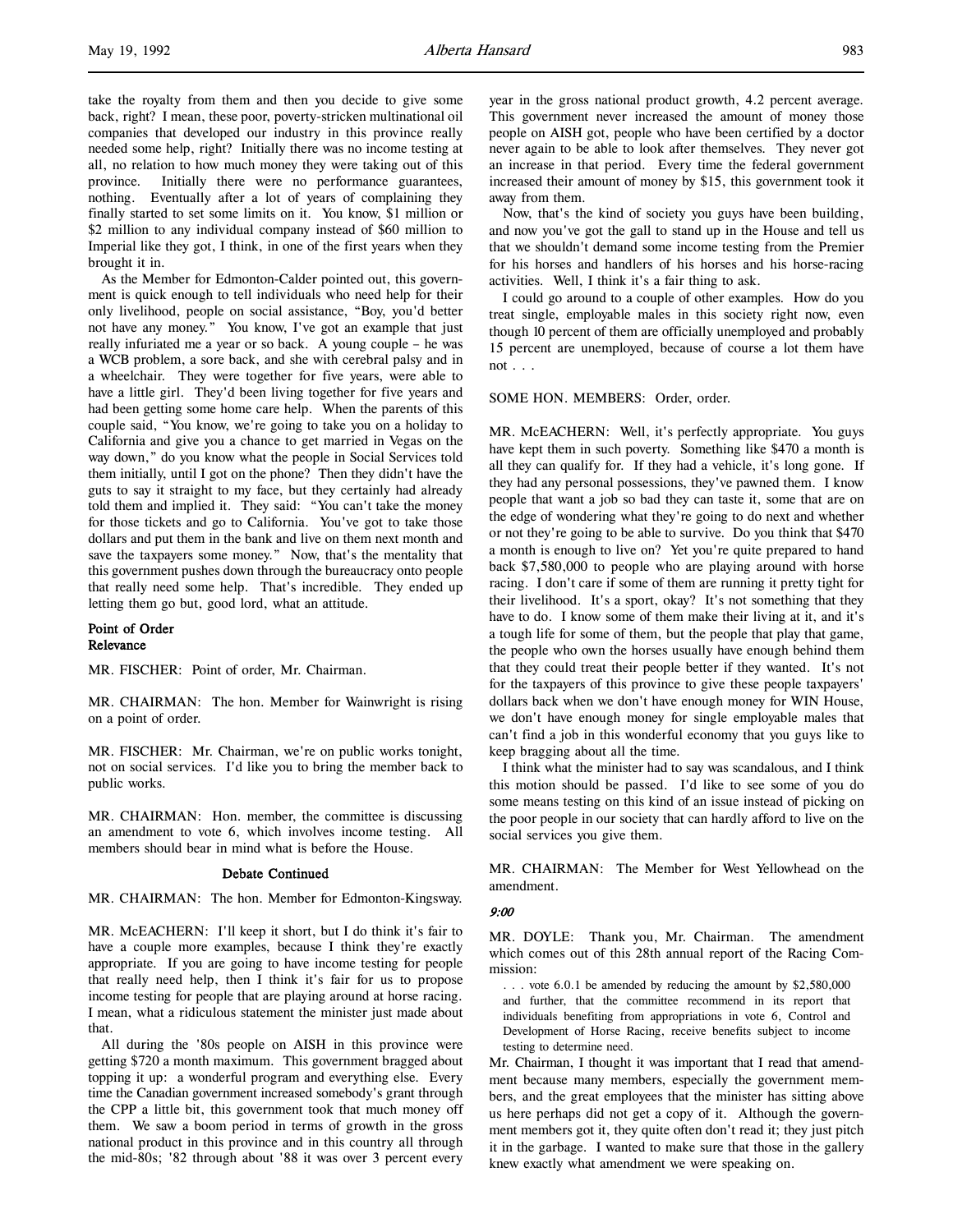take the royalty from them and then you decide to give some back, right? I mean, these poor, poverty-stricken multinational oil companies that developed our industry in this province really needed some help, right? Initially there was no income testing at all, no relation to how much money they were taking out of this province. Initially there were no performance guarantees, nothing. Eventually after a lot of years of complaining they finally started to set some limits on it. You know, $1 million or $2 million to any individual company instead of $60 million to Imperial like they got, I think, in one of the first years when they brought it in.

As the Member for Edmonton-Calder pointed out, this government is quick enough to tell individuals who need help for their only livelihood, people on social assistance, "Boy, you'd better not have any money." You know, I've got an example that just really infuriated me a year or so back. A young couple – he was a WCB problem, a sore back, and she with cerebral palsy and in a wheelchair. They were together for five years, were able to have a little girl. They'd been living together for five years and had been getting some home care help. When the parents of this couple said, "You know, we're going to take you on a holiday to California and give you a chance to get married in Vegas on the way down," do you know what the people in Social Services told them initially, until I got on the phone? Then they didn't have the guts to say it straight to my face, but they certainly had already told them and implied it. They said: "You can't take the money for those tickets and go to California. You've got to take those dollars and put them in the bank and live on them next month and save the taxpayers some money." Now, that's the mentality that this government pushes down through the bureaucracy onto people that really need some help. That's incredible. They ended up letting them go but, good lord, what an attitude.

**Point of Order**
**Relevance**

MR. FISCHER: Point of order, Mr. Chairman.

MR. CHAIRMAN: The hon. Member for Wainwright is rising on a point of order.

MR. FISCHER: Mr. Chairman, we're on public works tonight, not on social services. I'd like you to bring the member back to public works.

MR. CHAIRMAN: Hon. member, the committee is discussing an amendment to vote 6, which involves income testing. All members should bear in mind what is before the House.

**Debate Continued**

MR. CHAIRMAN: The hon. Member for Edmonton-Kingsway.

MR. McEACHERN: I'll keep it short, but I do think it's fair to have a couple more examples, because I think they're exactly appropriate. If you are going to have income testing for people that really need help, then I think it's fair for us to propose income testing for people that are playing around at horse racing. I mean, what a ridiculous statement the minister just made about that.

All during the '80s people on AISH in this province were getting $720 a month maximum. This government bragged about topping it up: a wonderful program and everything else. Every time the Canadian government increased somebody's grant through the CPP a little bit, this government took that much money off them. We saw a boom period in terms of growth in the gross national product in this province and in this country all through the mid-80s; '82 through about '88 it was over 3 percent every year in the gross national product growth, 4.2 percent average. This government never increased the amount of money those people on AISH got, people who have been certified by a doctor never again to be able to look after themselves. They never got an increase in that period. Every time the federal government increased their amount of money by $15, this government took it away from them.

Now, that's the kind of society you guys have been building, and now you've got the gall to stand up in the House and tell us that we shouldn't demand some income testing from the Premier for his horses and handlers of his horses and his horse-racing activities. Well, I think it's a fair thing to ask.

I could go around to a couple of other examples. How do you treat single, employable males in this society right now, even though 10 percent of them are officially unemployed and probably 15 percent are unemployed, because of course a lot them have not . . .

SOME HON. MEMBERS: Order, order.

MR. McEACHERN: Well, it's perfectly appropriate. You guys have kept them in such poverty. Something like $470 a month is all they can qualify for. If they had a vehicle, it's long gone. If they had any personal possessions, they've pawned them. I know people that want a job so bad they can taste it, some that are on the edge of wondering what they're going to do next and whether or not they're going to be able to survive. Do you think that $470 a month is enough to live on? Yet you're quite prepared to hand back $7,580,000 to people who are playing around with horse racing. I don't care if some of them are running it pretty tight for their livelihood. It's a sport, okay? It's not something that they have to do. I know some of them make their living at it, and it's a tough life for some of them, but the people that play that game, the people who own the horses usually have enough behind them that they could treat their people better if they wanted. It's not for the taxpayers of this province to give these people taxpayers' dollars back when we don't have enough money for WIN House, we don't have enough money for single employable males that can't find a job in this wonderful economy that you guys like to keep bragging about all the time.

I think what the minister had to say was scandalous, and I think this motion should be passed. I'd like to see some of you do some means testing on this kind of an issue instead of picking on the poor people in our society that can hardly afford to live on the social services you give them.

MR. CHAIRMAN: The Member for West Yellowhead on the amendment.

*9:00*

MR. DOYLE: Thank you, Mr. Chairman. The amendment which comes out of this 28th annual report of the Racing Commission:

> . . . vote 6.0.1 be amended by reducing the amount by $2,580,000 and further, that the committee recommend in its report that individuals benefiting from appropriations in vote 6, Control and Development of Horse Racing, receive benefits subject to income testing to determine need.

Mr. Chairman, I thought it was important that I read that amendment because many members, especially the government members, and the great employees that the minister has sitting above us here perhaps did not get a copy of it. Although the government members got it, they quite often don't read it; they just pitch it in the garbage. I wanted to make sure that those in the gallery knew exactly what amendment we were speaking on.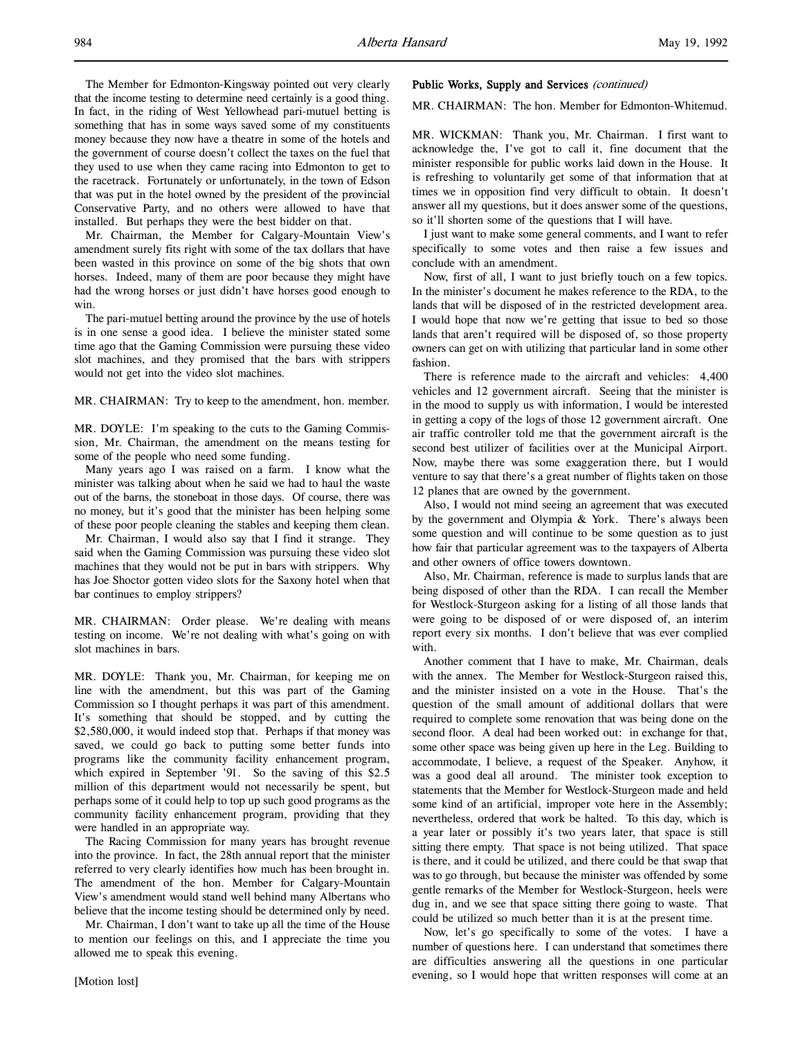The Member for Edmonton-Kingsway pointed out very clearly that the income testing to determine need certainly is a good thing. In fact, in the riding of West Yellowhead pari-mutuel betting is something that has in some ways saved some of my constituents money because they now have a theatre in some of the hotels and the government of course doesn't collect the taxes on the fuel that they used to use when they came racing into Edmonton to get to the racetrack. Fortunately or unfortunately, in the town of Edson that was put in the hotel owned by the president of the provincial Conservative Party, and no others were allowed to have that installed. But perhaps they were the best bidder on that.

Mr. Chairman, the Member for Calgary-Mountain View's amendment surely fits right with some of the tax dollars that have been wasted in this province on some of the big shots that own horses. Indeed, many of them are poor because they might have had the wrong horses or just didn't have horses good enough to win.

The pari-mutuel betting around the province by the use of hotels is in one sense a good idea. I believe the minister stated some time ago that the Gaming Commission were pursuing these video slot machines, and they promised that the bars with strippers would not get into the video slot machines.

MR. CHAIRMAN: Try to keep to the amendment, hon. member.

MR. DOYLE: I'm speaking to the cuts to the Gaming Commission, Mr. Chairman, the amendment on the means testing for some of the people who need some funding.

Many years ago I was raised on a farm. I know what the minister was talking about when he said we had to haul the waste out of the barns, the stoneboat in those days. Of course, there was no money, but it's good that the minister has been helping some of these poor people cleaning the stables and keeping them clean.

Mr. Chairman, I would also say that I find it strange. They said when the Gaming Commission was pursuing these video slot machines that they would not be put in bars with strippers. Why has Joe Shoctor gotten video slots for the Saxony hotel when that bar continues to employ strippers?

MR. CHAIRMAN: Order please. We're dealing with means testing on income. We're not dealing with what's going on with slot machines in bars.

MR. DOYLE: Thank you, Mr. Chairman, for keeping me on line with the amendment, but this was part of the Gaming Commission so I thought perhaps it was part of this amendment. It's something that should be stopped, and by cutting the $2,580,000, it would indeed stop that. Perhaps if that money was saved, we could go back to putting some better funds into programs like the community facility enhancement program, which expired in September '91. So the saving of this $2.5 million of this department would not necessarily be spent, but perhaps some of it could help to top up such good programs as the community facility enhancement program, providing that they were handled in an appropriate way.

The Racing Commission for many years has brought revenue into the province. In fact, the 28th annual report that the minister referred to very clearly identifies how much has been brought in. The amendment of the hon. Member for Calgary-Mountain View's amendment would stand well behind many Albertans who believe that the income testing should be determined only by need.

Mr. Chairman, I don't want to take up all the time of the House to mention our feelings on this, and I appreciate the time you allowed me to speak this evening.

[Motion lost]

**Public Works, Supply and Services** *(continued)*

MR. CHAIRMAN: The hon. Member for Edmonton-Whitemud.

MR. WICKMAN: Thank you, Mr. Chairman. I first want to acknowledge the, I've got to call it, fine document that the minister responsible for public works laid down in the House. It is refreshing to voluntarily get some of that information that at times we in opposition find very difficult to obtain. It doesn't answer all my questions, but it does answer some of the questions, so it'll shorten some of the questions that I will have.

I just want to make some general comments, and I want to refer specifically to some votes and then raise a few issues and conclude with an amendment.

Now, first of all, I want to just briefly touch on a few topics. In the minister's document he makes reference to the RDA, to the lands that will be disposed of in the restricted development area. I would hope that now we're getting that issue to bed so those lands that aren't required will be disposed of, so those property owners can get on with utilizing that particular land in some other fashion.

There is reference made to the aircraft and vehicles: 4,400 vehicles and 12 government aircraft. Seeing that the minister is in the mood to supply us with information, I would be interested in getting a copy of the logs of those 12 government aircraft. One air traffic controller told me that the government aircraft is the second best utilizer of facilities over at the Municipal Airport. Now, maybe there was some exaggeration there, but I would venture to say that there's a great number of flights taken on those 12 planes that are owned by the government.

Also, I would not mind seeing an agreement that was executed by the government and Olympia & York. There's always been some question and will continue to be some question as to just how fair that particular agreement was to the taxpayers of Alberta and other owners of office towers downtown.

Also, Mr. Chairman, reference is made to surplus lands that are being disposed of other than the RDA. I can recall the Member for Westlock-Sturgeon asking for a listing of all those lands that were going to be disposed of or were disposed of, an interim report every six months. I don't believe that was ever complied with.

Another comment that I have to make, Mr. Chairman, deals with the annex. The Member for Westlock-Sturgeon raised this, and the minister insisted on a vote in the House. That's the question of the small amount of additional dollars that were required to complete some renovation that was being done on the second floor. A deal had been worked out: in exchange for that, some other space was being given up here in the Leg. Building to accommodate, I believe, a request of the Speaker. Anyhow, it was a good deal all around. The minister took exception to statements that the Member for Westlock-Sturgeon made and held some kind of an artificial, improper vote here in the Assembly; nevertheless, ordered that work be halted. To this day, which is a year later or possibly it's two years later, that space is still sitting there empty. That space is not being utilized. That space is there, and it could be utilized, and there could be that swap that was to go through, but because the minister was offended by some gentle remarks of the Member for Westlock-Sturgeon, heels were dug in, and we see that space sitting there going to waste. That could be utilized so much better than it is at the present time.

Now, let's go specifically to some of the votes. I have a number of questions here. I can understand that sometimes there are difficulties answering all the questions in one particular evening, so I would hope that written responses will come at an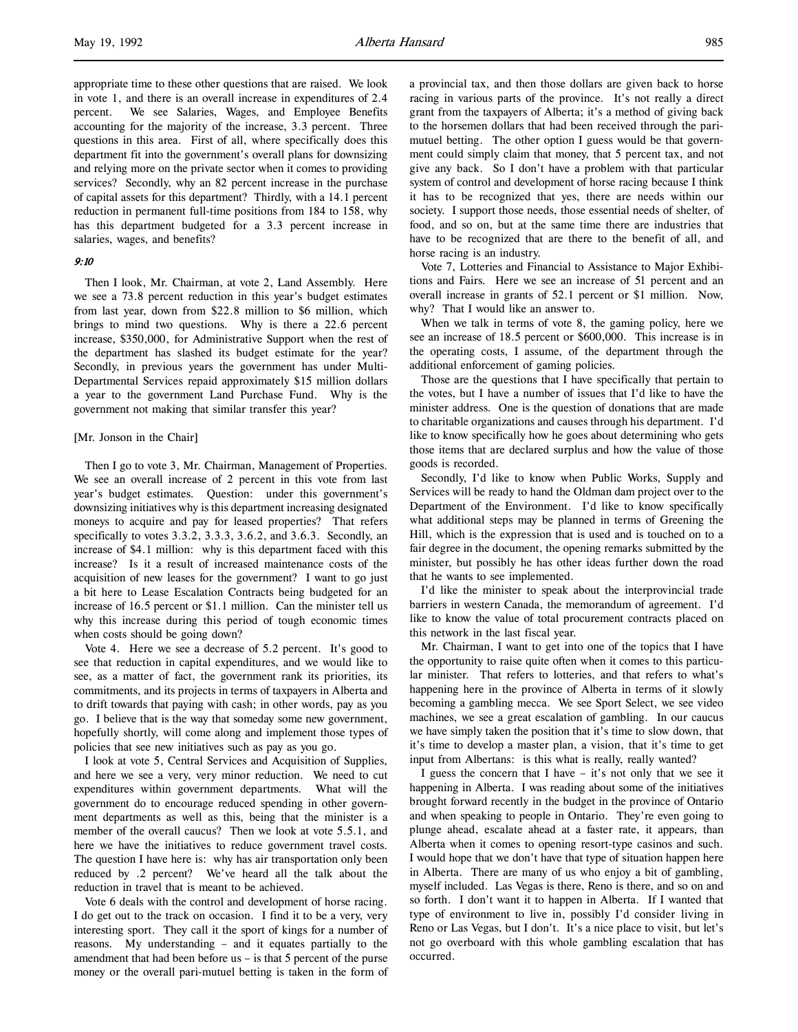appropriate time to these other questions that are raised. We look in vote 1, and there is an overall increase in expenditures of 2.4 percent. We see Salaries, Wages, and Employee Benefits accounting for the majority of the increase, 3.3 percent. Three questions in this area. First of all, where specifically does this department fit into the government's overall plans for downsizing and relying more on the private sector when it comes to providing services? Secondly, why an 82 percent increase in the purchase of capital assets for this department? Thirdly, with a 14.1 percent reduction in permanent full-time positions from 184 to 158, why has this department budgeted for a 3.3 percent increase in salaries, wages, and benefits?

*9:10*

Then I look, Mr. Chairman, at vote 2, Land Assembly. Here we see a 73.8 percent reduction in this year's budget estimates from last year, down from $22.8 million to $6 million, which brings to mind two questions. Why is there a 22.6 percent increase, $350,000, for Administrative Support when the rest of the department has slashed its budget estimate for the year? Secondly, in previous years the government has under Multi-Departmental Services repaid approximately $15 million dollars a year to the government Land Purchase Fund. Why is the government not making that similar transfer this year?

[Mr. Jonson in the Chair]

Then I go to vote 3, Mr. Chairman, Management of Properties. We see an overall increase of 2 percent in this vote from last year's budget estimates. Question: under this government's downsizing initiatives why is this department increasing designated moneys to acquire and pay for leased properties? That refers specifically to votes 3.3.2, 3.3.3, 3.6.2, and 3.6.3. Secondly, an increase of $4.1 million: why is this department faced with this increase? Is it a result of increased maintenance costs of the acquisition of new leases for the government? I want to go just a bit here to Lease Escalation Contracts being budgeted for an increase of 16.5 percent or $1.1 million. Can the minister tell us why this increase during this period of tough economic times when costs should be going down?

Vote 4. Here we see a decrease of 5.2 percent. It's good to see that reduction in capital expenditures, and we would like to see, as a matter of fact, the government rank its priorities, its commitments, and its projects in terms of taxpayers in Alberta and to drift towards that paying with cash; in other words, pay as you go. I believe that is the way that someday some new government, hopefully shortly, will come along and implement those types of policies that see new initiatives such as pay as you go.

I look at vote 5, Central Services and Acquisition of Supplies, and here we see a very, very minor reduction. We need to cut expenditures within government departments. What will the government do to encourage reduced spending in other government departments as well as this, being that the minister is a member of the overall caucus? Then we look at vote 5.5.1, and here we have the initiatives to reduce government travel costs. The question I have here is: why has air transportation only been reduced by .2 percent? We've heard all the talk about the reduction in travel that is meant to be achieved.

Vote 6 deals with the control and development of horse racing. I do get out to the track on occasion. I find it to be a very, very interesting sport. They call it the sport of kings for a number of reasons. My understanding – and it equates partially to the amendment that had been before us – is that 5 percent of the purse money or the overall pari-mutuel betting is taken in the form of a provincial tax, and then those dollars are given back to horse racing in various parts of the province. It's not really a direct grant from the taxpayers of Alberta; it's a method of giving back to the horsemen dollars that had been received through the pari-mutuel betting. The other option I guess would be that government could simply claim that money, that 5 percent tax, and not give any back. So I don't have a problem with that particular system of control and development of horse racing because I think it has to be recognized that yes, there are needs within our society. I support those needs, those essential needs of shelter, of food, and so on, but at the same time there are industries that have to be recognized that are there to the benefit of all, and horse racing is an industry.

Vote 7, Lotteries and Financial to Assistance to Major Exhibitions and Fairs. Here we see an increase of 51 percent and an overall increase in grants of 52.1 percent or $1 million. Now, why? That I would like an answer to.

When we talk in terms of vote 8, the gaming policy, here we see an increase of 18.5 percent or $600,000. This increase is in the operating costs, I assume, of the department through the additional enforcement of gaming policies.

Those are the questions that I have specifically that pertain to the votes, but I have a number of issues that I'd like to have the minister address. One is the question of donations that are made to charitable organizations and causes through his department. I'd like to know specifically how he goes about determining who gets those items that are declared surplus and how the value of those goods is recorded.

Secondly, I'd like to know when Public Works, Supply and Services will be ready to hand the Oldman dam project over to the Department of the Environment. I'd like to know specifically what additional steps may be planned in terms of Greening the Hill, which is the expression that is used and is touched on to a fair degree in the document, the opening remarks submitted by the minister, but possibly he has other ideas further down the road that he wants to see implemented.

I'd like the minister to speak about the interprovincial trade barriers in western Canada, the memorandum of agreement. I'd like to know the value of total procurement contracts placed on this network in the last fiscal year.

Mr. Chairman, I want to get into one of the topics that I have the opportunity to raise quite often when it comes to this particular minister. That refers to lotteries, and that refers to what's happening here in the province of Alberta in terms of it slowly becoming a gambling mecca. We see Sport Select, we see video machines, we see a great escalation of gambling. In our caucus we have simply taken the position that it's time to slow down, that it's time to develop a master plan, a vision, that it's time to get input from Albertans: is this what is really, really wanted?

I guess the concern that I have – it's not only that we see it happening in Alberta. I was reading about some of the initiatives brought forward recently in the budget in the province of Ontario and when speaking to people in Ontario. They're even going to plunge ahead, escalate ahead at a faster rate, it appears, than Alberta when it comes to opening resort-type casinos and such. I would hope that we don't have that type of situation happen here in Alberta. There are many of us who enjoy a bit of gambling, myself included. Las Vegas is there, Reno is there, and so on and so forth. I don't want it to happen in Alberta. If I wanted that type of environment to live in, possibly I'd consider living in Reno or Las Vegas, but I don't. It's a nice place to visit, but let's not go overboard with this whole gambling escalation that has occurred.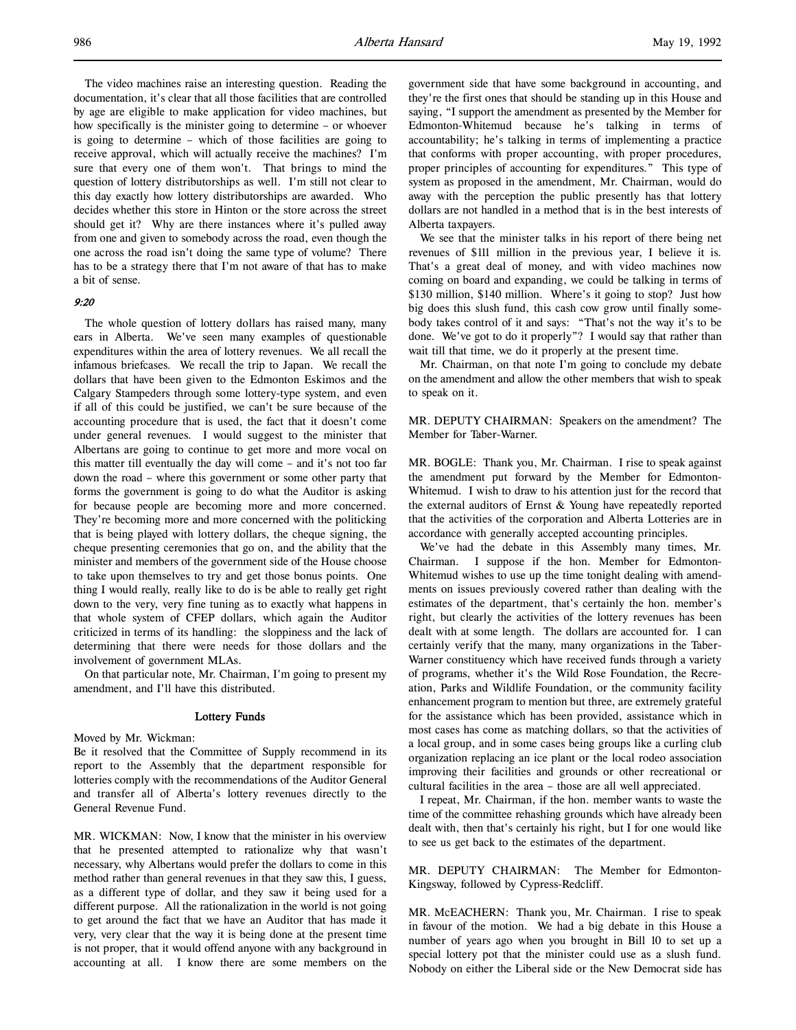The video machines raise an interesting question. Reading the documentation, it's clear that all those facilities that are controlled by age are eligible to make application for video machines, but how specifically is the minister going to determine – or whoever is going to determine – which of those facilities are going to receive approval, which will actually receive the machines? I'm sure that every one of them won't. That brings to mind the question of lottery distributorships as well. I'm still not clear to this day exactly how lottery distributorships are awarded. Who decides whether this store in Hinton or the store across the street should get it? Why are there instances where it's pulled away from one and given to somebody across the road, even though the one across the road isn't doing the same type of volume? There has to be a strategy there that I'm not aware of that has to make a bit of sense.

*9:20*

The whole question of lottery dollars has raised many, many ears in Alberta. We've seen many examples of questionable expenditures within the area of lottery revenues. We all recall the infamous briefcases. We recall the trip to Japan. We recall the dollars that have been given to the Edmonton Eskimos and the Calgary Stampeders through some lottery-type system, and even if all of this could be justified, we can't be sure because of the accounting procedure that is used, the fact that it doesn't come under general revenues. I would suggest to the minister that Albertans are going to continue to get more and more vocal on this matter till eventually the day will come – and it's not too far down the road – where this government or some other party that forms the government is going to do what the Auditor is asking for because people are becoming more and more concerned. They're becoming more and more concerned with the politicking that is being played with lottery dollars, the cheque signing, the cheque presenting ceremonies that go on, and the ability that the minister and members of the government side of the House choose to take upon themselves to try and get those bonus points. One thing I would really, really like to do is be able to really get right down to the very, very fine tuning as to exactly what happens in that whole system of CFEP dollars, which again the Auditor criticized in terms of its handling: the sloppiness and the lack of determining that there were needs for those dollars and the involvement of government MLAs.

On that particular note, Mr. Chairman, I'm going to present my amendment, and I'll have this distributed.

## Lottery Funds

Moved by Mr. Wickman:

Be it resolved that the Committee of Supply recommend in its report to the Assembly that the department responsible for lotteries comply with the recommendations of the Auditor General and transfer all of Alberta's lottery revenues directly to the General Revenue Fund.

MR. WICKMAN: Now, I know that the minister in his overview that he presented attempted to rationalize why that wasn't necessary, why Albertans would prefer the dollars to come in this method rather than general revenues in that they saw this, I guess, as a different type of dollar, and they saw it being used for a different purpose. All the rationalization in the world is not going to get around the fact that we have an Auditor that has made it very, very clear that the way it is being done at the present time is not proper, that it would offend anyone with any background in accounting at all. I know there are some members on the government side that have some background in accounting, and they're the first ones that should be standing up in this House and saying, "I support the amendment as presented by the Member for Edmonton-Whitemud because he's talking in terms of accountability; he's talking in terms of implementing a practice that conforms with proper accounting, with proper procedures, proper principles of accounting for expenditures." This type of system as proposed in the amendment, Mr. Chairman, would do away with the perception the public presently has that lottery dollars are not handled in a method that is in the best interests of Alberta taxpayers.

We see that the minister talks in his report of there being net revenues of $111 million in the previous year, I believe it is. That's a great deal of money, and with video machines now coming on board and expanding, we could be talking in terms of $130 million, $140 million. Where's it going to stop? Just how big does this slush fund, this cash cow grow until finally somebody takes control of it and says: "That's not the way it's to be done. We've got to do it properly"? I would say that rather than wait till that time, we do it properly at the present time.

Mr. Chairman, on that note I'm going to conclude my debate on the amendment and allow the other members that wish to speak to speak on it.

MR. DEPUTY CHAIRMAN: Speakers on the amendment? The Member for Taber-Warner.

MR. BOGLE: Thank you, Mr. Chairman. I rise to speak against the amendment put forward by the Member for Edmonton-Whitemud. I wish to draw to his attention just for the record that the external auditors of Ernst & Young have repeatedly reported that the activities of the corporation and Alberta Lotteries are in accordance with generally accepted accounting principles.

We've had the debate in this Assembly many times, Mr. Chairman. I suppose if the hon. Member for Edmonton-Whitemud wishes to use up the time tonight dealing with amendments on issues previously covered rather than dealing with the estimates of the department, that's certainly the hon. member's right, but clearly the activities of the lottery revenues has been dealt with at some length. The dollars are accounted for. I can certainly verify that the many, many organizations in the Taber-Warner constituency which have received funds through a variety of programs, whether it's the Wild Rose Foundation, the Recreation, Parks and Wildlife Foundation, or the community facility enhancement program to mention but three, are extremely grateful for the assistance which has been provided, assistance which in most cases has come as matching dollars, so that the activities of a local group, and in some cases being groups like a curling club organization replacing an ice plant or the local rodeo association improving their facilities and grounds or other recreational or cultural facilities in the area – those are all well appreciated.

I repeat, Mr. Chairman, if the hon. member wants to waste the time of the committee rehashing grounds which have already been dealt with, then that's certainly his right, but I for one would like to see us get back to the estimates of the department.

MR. DEPUTY CHAIRMAN: The Member for Edmonton-Kingsway, followed by Cypress-Redcliff.

MR. McEACHERN: Thank you, Mr. Chairman. I rise to speak in favour of the motion. We had a big debate in this House a number of years ago when you brought in Bill 10 to set up a special lottery pot that the minister could use as a slush fund. Nobody on either the Liberal side or the New Democrat side has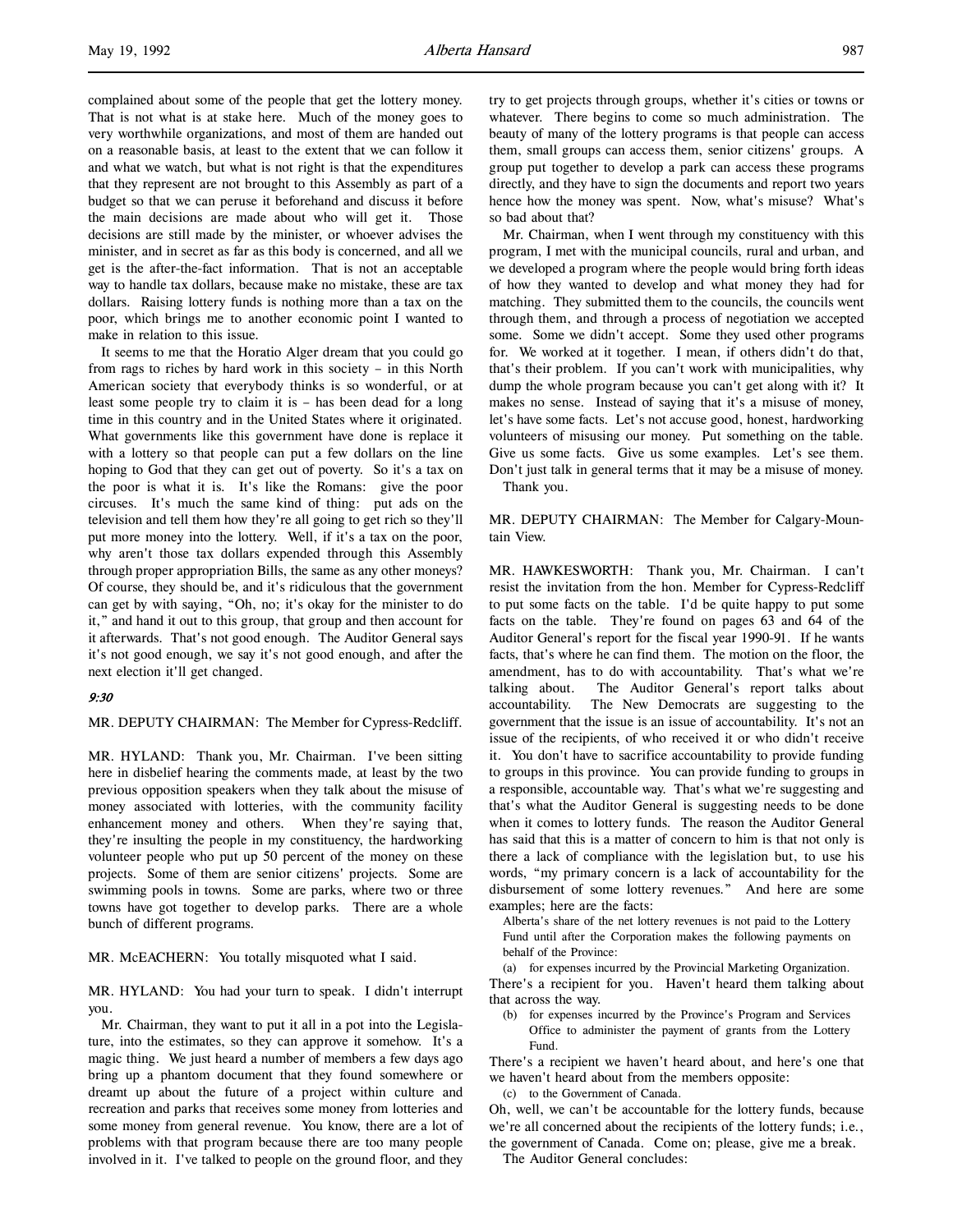complained about some of the people that get the lottery money. That is not what is at stake here. Much of the money goes to very worthwhile organizations, and most of them are handed out on a reasonable basis, at least to the extent that we can follow it and what we watch, but what is not right is that the expenditures that they represent are not brought to this Assembly as part of a budget so that we can peruse it beforehand and discuss it before the main decisions are made about who will get it. Those decisions are still made by the minister, or whoever advises the minister, and in secret as far as this body is concerned, and all we get is the after-the-fact information. That is not an acceptable way to handle tax dollars, because make no mistake, these are tax dollars. Raising lottery funds is nothing more than a tax on the poor, which brings me to another economic point I wanted to make in relation to this issue.

It seems to me that the Horatio Alger dream that you could go from rags to riches by hard work in this society – in this North American society that everybody thinks is so wonderful, or at least some people try to claim it is – has been dead for a long time in this country and in the United States where it originated. What governments like this government have done is replace it with a lottery so that people can put a few dollars on the line hoping to God that they can get out of poverty. So it's a tax on the poor is what it is. It's like the Romans: give the poor circuses. It's much the same kind of thing: put ads on the television and tell them how they're all going to get rich so they'll put more money into the lottery. Well, if it's a tax on the poor, why aren't those tax dollars expended through this Assembly through proper appropriation Bills, the same as any other moneys? Of course, they should be, and it's ridiculous that the government can get by with saying, "Oh, no; it's okay for the minister to do it," and hand it out to this group, that group and then account for it afterwards. That's not good enough. The Auditor General says it's not good enough, we say it's not good enough, and after the next election it'll get changed.

*9:30*

MR. DEPUTY CHAIRMAN: The Member for Cypress-Redcliff.

MR. HYLAND: Thank you, Mr. Chairman. I've been sitting here in disbelief hearing the comments made, at least by the two previous opposition speakers when they talk about the misuse of money associated with lotteries, with the community facility enhancement money and others. When they're saying that, they're insulting the people in my constituency, the hardworking volunteer people who put up 50 percent of the money on these projects. Some of them are senior citizens' projects. Some are swimming pools in towns. Some are parks, where two or three towns have got together to develop parks. There are a whole bunch of different programs.

MR. McEACHERN: You totally misquoted what I said.

MR. HYLAND: You had your turn to speak. I didn't interrupt you.

Mr. Chairman, they want to put it all in a pot into the Legislature, into the estimates, so they can approve it somehow. It's a magic thing. We just heard a number of members a few days ago bring up a phantom document that they found somewhere or dreamt up about the future of a project within culture and recreation and parks that receives some money from lotteries and some money from general revenue. You know, there are a lot of problems with that program because there are too many people involved in it. I've talked to people on the ground floor, and they try to get projects through groups, whether it's cities or towns or whatever. There begins to come so much administration. The beauty of many of the lottery programs is that people can access them, small groups can access them, senior citizens' groups. A group put together to develop a park can access these programs directly, and they have to sign the documents and report two years hence how the money was spent. Now, what's misuse? What's so bad about that?

Mr. Chairman, when I went through my constituency with this program, I met with the municipal councils, rural and urban, and we developed a program where the people would bring forth ideas of how they wanted to develop and what money they had for matching. They submitted them to the councils, the councils went through them, and through a process of negotiation we accepted some. Some we didn't accept. Some they used other programs for. We worked at it together. I mean, if others didn't do that, that's their problem. If you can't work with municipalities, why dump the whole program because you can't get along with it? It makes no sense. Instead of saying that it's a misuse of money, let's have some facts. Let's not accuse good, honest, hardworking volunteers of misusing our money. Put something on the table. Give us some facts. Give us some examples. Let's see them. Don't just talk in general terms that it may be a misuse of money.

Thank you.

MR. DEPUTY CHAIRMAN: The Member for Calgary-Mountain View.

MR. HAWKESWORTH: Thank you, Mr. Chairman. I can't resist the invitation from the hon. Member for Cypress-Redcliff to put some facts on the table. I'd be quite happy to put some facts on the table. They're found on pages 63 and 64 of the Auditor General's report for the fiscal year 1990-91. If he wants facts, that's where he can find them. The motion on the floor, the amendment, has to do with accountability. That's what we're talking about. The Auditor General's report talks about accountability. The New Democrats are suggesting to the government that the issue is an issue of accountability. It's not an issue of the recipients, of who received it or who didn't receive it. You don't have to sacrifice accountability to provide funding to groups in this province. You can provide funding to groups in a responsible, accountable way. That's what we're suggesting and that's what the Auditor General is suggesting needs to be done when it comes to lottery funds. The reason the Auditor General has said that this is a matter of concern to him is that not only is there a lack of compliance with the legislation but, to use his words, "my primary concern is a lack of accountability for the disbursement of some lottery revenues." And here are some examples; here are the facts:

> Alberta's share of the net lottery revenues is not paid to the Lottery Fund until after the Corporation makes the following payments on behalf of the Province:
>
> (a) for expenses incurred by the Provincial Marketing Organization.

There's a recipient for you. Haven't heard them talking about that across the way.

> (b) for expenses incurred by the Province's Program and Services Office to administer the payment of grants from the Lottery Fund.

There's a recipient we haven't heard about, and here's one that we haven't heard about from the members opposite:

> (c) to the Government of Canada.

Oh, well, we can't be accountable for the lottery funds, because we're all concerned about the recipients of the lottery funds; i.e., the government of Canada. Come on; please, give me a break.

The Auditor General concludes: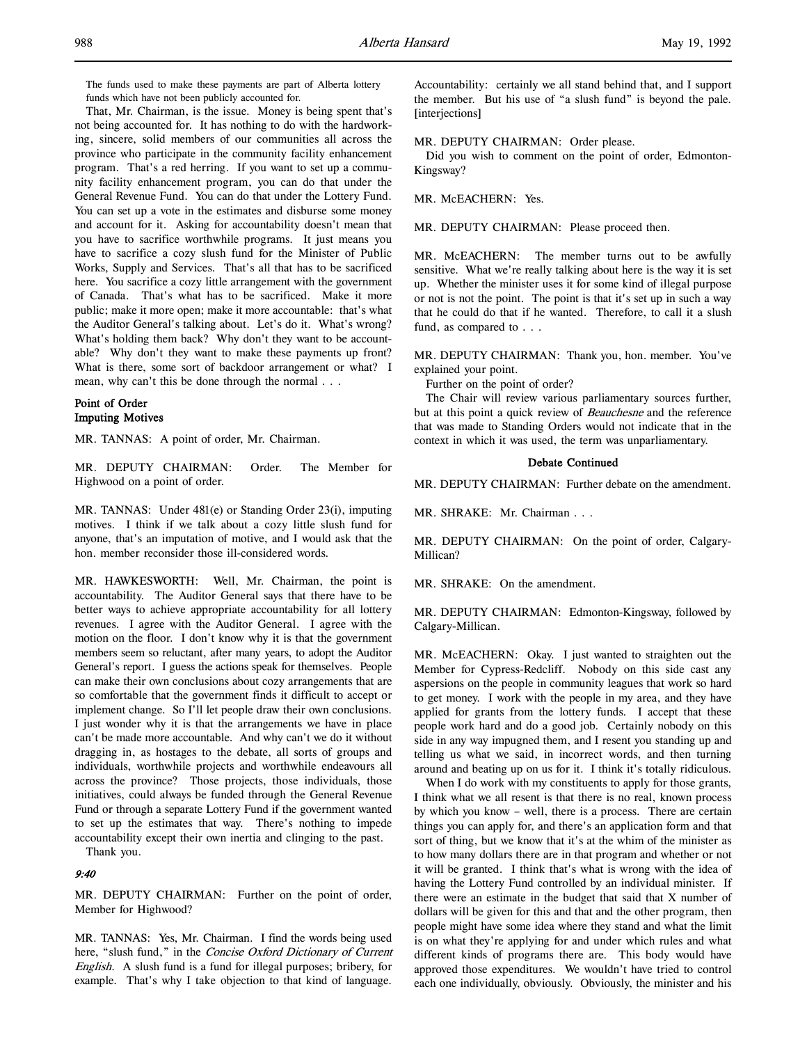The funds used to make these payments are part of Alberta lottery funds which have not been publicly accounted for.

That, Mr. Chairman, is the issue. Money is being spent that's not being accounted for. It has nothing to do with the hardworking, sincere, solid members of our communities all across the province who participate in the community facility enhancement program. That's a red herring. If you want to set up a community facility enhancement program, you can do that under the General Revenue Fund. You can do that under the Lottery Fund. You can set up a vote in the estimates and disburse some money and account for it. Asking for accountability doesn't mean that you have to sacrifice worthwhile programs. It just means you have to sacrifice a cozy slush fund for the Minister of Public Works, Supply and Services. That's all that has to be sacrificed here. You sacrifice a cozy little arrangement with the government of Canada. That's what has to be sacrificed. Make it more public; make it more open; make it more accountable: that's what the Auditor General's talking about. Let's do it. What's wrong? What's holding them back? Why don't they want to be accountable? Why don't they want to make these payments up front? What is there, some sort of backdoor arrangement or what? I mean, why can't this be done through the normal . . .

**Point of Order**
**Imputing Motives**

MR. TANNAS: A point of order, Mr. Chairman.

MR. DEPUTY CHAIRMAN: Order. The Member for Highwood on a point of order.

MR. TANNAS: Under 481(e) or Standing Order 23(i), imputing motives. I think if we talk about a cozy little slush fund for anyone, that's an imputation of motive, and I would ask that the hon. member reconsider those ill-considered words.

MR. HAWKESWORTH: Well, Mr. Chairman, the point is accountability. The Auditor General says that there have to be better ways to achieve appropriate accountability for all lottery revenues. I agree with the Auditor General. I agree with the motion on the floor. I don't know why it is that the government members seem so reluctant, after many years, to adopt the Auditor General's report. I guess the actions speak for themselves. People can make their own conclusions about cozy arrangements that are so comfortable that the government finds it difficult to accept or implement change. So I'll let people draw their own conclusions. I just wonder why it is that the arrangements we have in place can't be made more accountable. And why can't we do it without dragging in, as hostages to the debate, all sorts of groups and individuals, worthwhile projects and worthwhile endeavours all across the province? Those projects, those individuals, those initiatives, could always be funded through the General Revenue Fund or through a separate Lottery Fund if the government wanted to set up the estimates that way. There's nothing to impede accountability except their own inertia and clinging to the past.

Thank you.

*9:40*

MR. DEPUTY CHAIRMAN: Further on the point of order, Member for Highwood?

MR. TANNAS: Yes, Mr. Chairman. I find the words being used here, "slush fund," in the *Concise Oxford Dictionary of Current English*. A slush fund is a fund for illegal purposes; bribery, for example. That's why I take objection to that kind of language. Accountability: certainly we all stand behind that, and I support the member. But his use of "a slush fund" is beyond the pale. [interjections]

MR. DEPUTY CHAIRMAN: Order please.

Did you wish to comment on the point of order, Edmonton-Kingsway?

MR. McEACHERN: Yes.

MR. DEPUTY CHAIRMAN: Please proceed then.

MR. McEACHERN: The member turns out to be awfully sensitive. What we're really talking about here is the way it is set up. Whether the minister uses it for some kind of illegal purpose or not is not the point. The point is that it's set up in such a way that he could do that if he wanted. Therefore, to call it a slush fund, as compared to . . .

MR. DEPUTY CHAIRMAN: Thank you, hon. member. You've explained your point.

Further on the point of order?

The Chair will review various parliamentary sources further, but at this point a quick review of *Beauchesne* and the reference that was made to Standing Orders would not indicate that in the context in which it was used, the term was unparliamentary.

**Debate Continued**

MR. DEPUTY CHAIRMAN: Further debate on the amendment.

MR. SHRAKE: Mr. Chairman . . .

MR. DEPUTY CHAIRMAN: On the point of order, Calgary-Millican?

MR. SHRAKE: On the amendment.

MR. DEPUTY CHAIRMAN: Edmonton-Kingsway, followed by Calgary-Millican.

MR. McEACHERN: Okay. I just wanted to straighten out the Member for Cypress-Redcliff. Nobody on this side cast any aspersions on the people in community leagues that work so hard to get money. I work with the people in my area, and they have applied for grants from the lottery funds. I accept that these people work hard and do a good job. Certainly nobody on this side in any way impugned them, and I resent you standing up and telling us what we said, in incorrect words, and then turning around and beating up on us for it. I think it's totally ridiculous.

When I do work with my constituents to apply for those grants, I think what we all resent is that there is no real, known process by which you know – well, there is a process. There are certain things you can apply for, and there's an application form and that sort of thing, but we know that it's at the whim of the minister as to how many dollars there are in that program and whether or not it will be granted. I think that's what is wrong with the idea of having the Lottery Fund controlled by an individual minister. If there were an estimate in the budget that said that X number of dollars will be given for this and that and the other program, then people might have some idea where they stand and what the limit is on what they're applying for and under which rules and what different kinds of programs there are. This body would have approved those expenditures. We wouldn't have tried to control each one individually, obviously. Obviously, the minister and his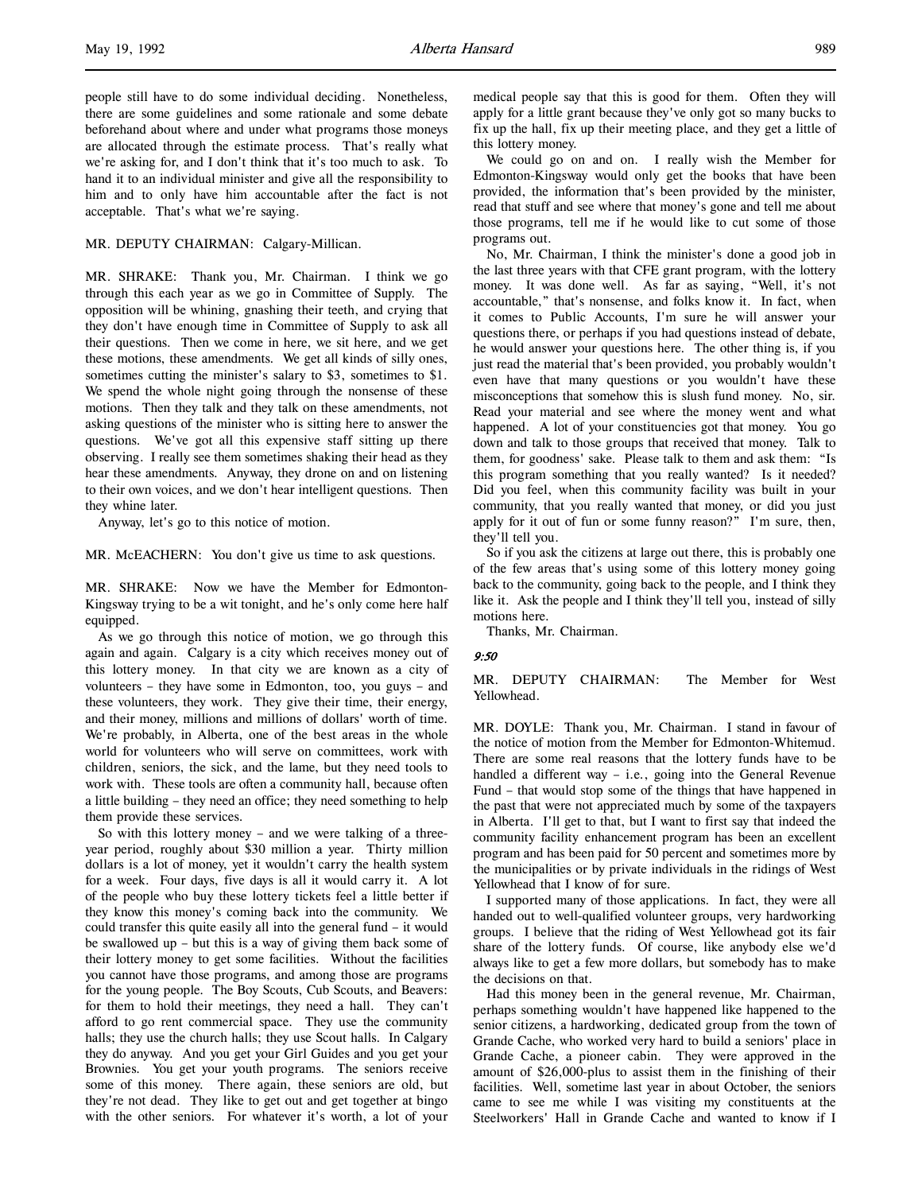people still have to do some individual deciding. Nonetheless, there are some guidelines and some rationale and some debate beforehand about where and under what programs those moneys are allocated through the estimate process. That's really what we're asking for, and I don't think that it's too much to ask. To hand it to an individual minister and give all the responsibility to him and to only have him accountable after the fact is not acceptable. That's what we're saying.

MR. DEPUTY CHAIRMAN: Calgary-Millican.

MR. SHRAKE: Thank you, Mr. Chairman. I think we go through this each year as we go in Committee of Supply. The opposition will be whining, gnashing their teeth, and crying that they don't have enough time in Committee of Supply to ask all their questions. Then we come in here, we sit here, and we get these motions, these amendments. We get all kinds of silly ones, sometimes cutting the minister's salary to $3, sometimes to $1. We spend the whole night going through the nonsense of these motions. Then they talk and they talk on these amendments, not asking questions of the minister who is sitting here to answer the questions. We've got all this expensive staff sitting up there observing. I really see them sometimes shaking their head as they hear these amendments. Anyway, they drone on and on listening to their own voices, and we don't hear intelligent questions. Then they whine later.

Anyway, let's go to this notice of motion.

MR. McEACHERN: You don't give us time to ask questions.

MR. SHRAKE: Now we have the Member for Edmonton-Kingsway trying to be a wit tonight, and he's only come here half equipped.

As we go through this notice of motion, we go through this again and again. Calgary is a city which receives money out of this lottery money. In that city we are known as a city of volunteers – they have some in Edmonton, too, you guys – and these volunteers, they work. They give their time, their energy, and their money, millions and millions of dollars' worth of time. We're probably, in Alberta, one of the best areas in the whole world for volunteers who will serve on committees, work with children, seniors, the sick, and the lame, but they need tools to work with. These tools are often a community hall, because often a little building – they need an office; they need something to help them provide these services.

So with this lottery money – and we were talking of a three-year period, roughly about $30 million a year. Thirty million dollars is a lot of money, yet it wouldn't carry the health system for a week. Four days, five days is all it would carry it. A lot of the people who buy these lottery tickets feel a little better if they know this money's coming back into the community. We could transfer this quite easily all into the general fund – it would be swallowed up – but this is a way of giving them back some of their lottery money to get some facilities. Without the facilities you cannot have those programs, and among those are programs for the young people. The Boy Scouts, Cub Scouts, and Beavers: for them to hold their meetings, they need a hall. They can't afford to go rent commercial space. They use the community halls; they use the church halls; they use Scout halls. In Calgary they do anyway. And you get your Girl Guides and you get your Brownies. You get your youth programs. The seniors receive some of this money. There again, these seniors are old, but they're not dead. They like to get out and get together at bingo with the other seniors. For whatever it's worth, a lot of your medical people say that this is good for them. Often they will apply for a little grant because they've only got so many bucks to fix up the hall, fix up their meeting place, and they get a little of this lottery money.

We could go on and on. I really wish the Member for Edmonton-Kingsway would only get the books that have been provided, the information that's been provided by the minister, read that stuff and see where that money's gone and tell me about those programs, tell me if he would like to cut some of those programs out.

No, Mr. Chairman, I think the minister's done a good job in the last three years with that CFE grant program, with the lottery money. It was done well. As far as saying, "Well, it's not accountable," that's nonsense, and folks know it. In fact, when it comes to Public Accounts, I'm sure he will answer your questions there, or perhaps if you had questions instead of debate, he would answer your questions here. The other thing is, if you just read the material that's been provided, you probably wouldn't even have that many questions or you wouldn't have these misconceptions that somehow this is slush fund money. No, sir. Read your material and see where the money went and what happened. A lot of your constituencies got that money. You go down and talk to those groups that received that money. Talk to them, for goodness' sake. Please talk to them and ask them: "Is this program something that you really wanted? Is it needed? Did you feel, when this community facility was built in your community, that you really wanted that money, or did you just apply for it out of fun or some funny reason?" I'm sure, then, they'll tell you.

So if you ask the citizens at large out there, this is probably one of the few areas that's using some of this lottery money going back to the community, going back to the people, and I think they like it. Ask the people and I think they'll tell you, instead of silly motions here.

Thanks, Mr. Chairman.

*9:50*

MR. DEPUTY CHAIRMAN: The Member for West Yellowhead.

MR. DOYLE: Thank you, Mr. Chairman. I stand in favour of the notice of motion from the Member for Edmonton-Whitemud. There are some real reasons that the lottery funds have to be handled a different way – i.e., going into the General Revenue Fund – that would stop some of the things that have happened in the past that were not appreciated much by some of the taxpayers in Alberta. I'll get to that, but I want to first say that indeed the community facility enhancement program has been an excellent program and has been paid for 50 percent and sometimes more by the municipalities or by private individuals in the ridings of West Yellowhead that I know of for sure.

I supported many of those applications. In fact, they were all handed out to well-qualified volunteer groups, very hardworking groups. I believe that the riding of West Yellowhead got its fair share of the lottery funds. Of course, like anybody else we'd always like to get a few more dollars, but somebody has to make the decisions on that.

Had this money been in the general revenue, Mr. Chairman, perhaps something wouldn't have happened like happened to the senior citizens, a hardworking, dedicated group from the town of Grande Cache, who worked very hard to build a seniors' place in Grande Cache, a pioneer cabin. They were approved in the amount of $26,000-plus to assist them in the finishing of their facilities. Well, sometime last year in about October, the seniors came to see me while I was visiting my constituents at the Steelworkers' Hall in Grande Cache and wanted to know if I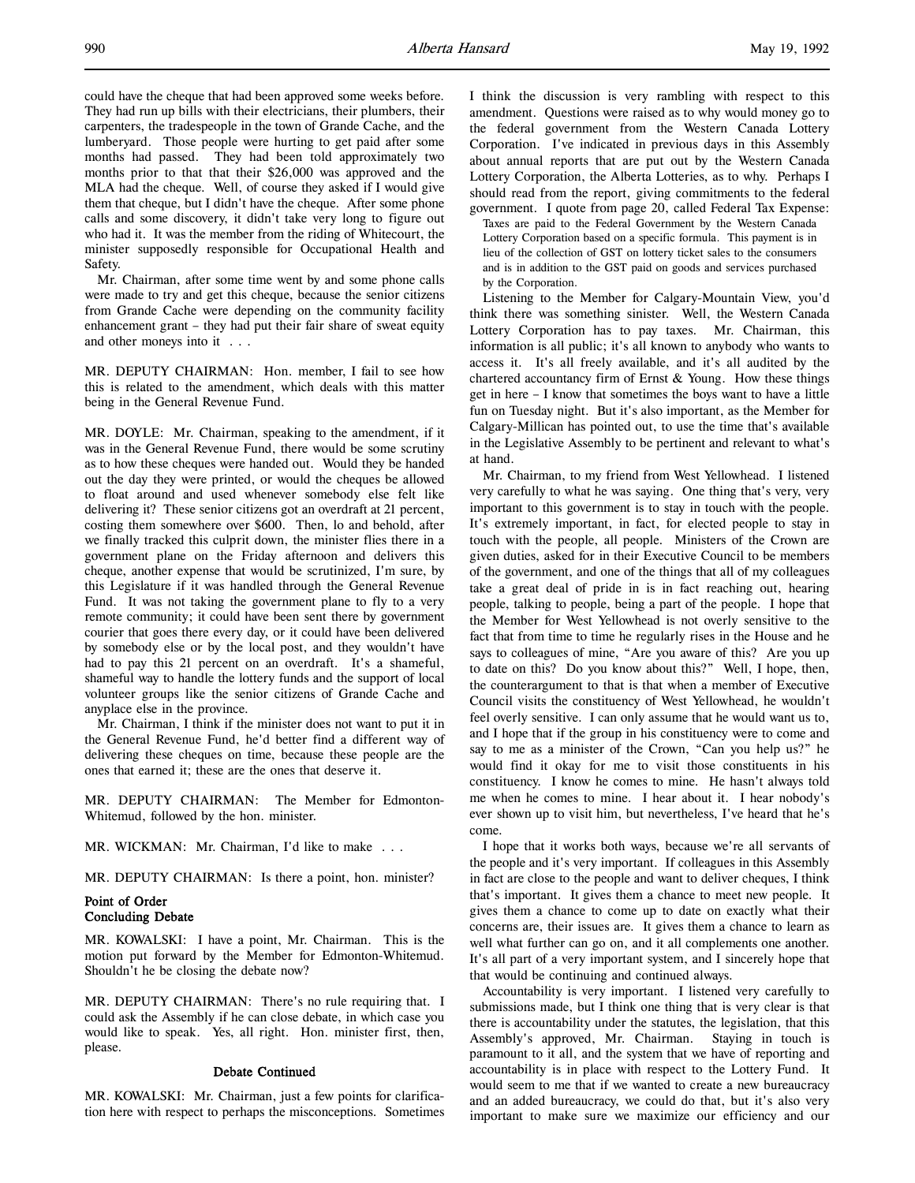could have the cheque that had been approved some weeks before. They had run up bills with their electricians, their plumbers, their carpenters, the tradespeople in the town of Grande Cache, and the lumberyard. Those people were hurting to get paid after some months had passed. They had been told approximately two months prior to that that their $26,000 was approved and the MLA had the cheque. Well, of course they asked if I would give them that cheque, but I didn't have the cheque. After some phone calls and some discovery, it didn't take very long to figure out who had it. It was the member from the riding of Whitecourt, the minister supposedly responsible for Occupational Health and Safety.

Mr. Chairman, after some time went by and some phone calls were made to try and get this cheque, because the senior citizens from Grande Cache were depending on the community facility enhancement grant – they had put their fair share of sweat equity and other moneys into it . . .

MR. DEPUTY CHAIRMAN: Hon. member, I fail to see how this is related to the amendment, which deals with this matter being in the General Revenue Fund.

MR. DOYLE: Mr. Chairman, speaking to the amendment, if it was in the General Revenue Fund, there would be some scrutiny as to how these cheques were handed out. Would they be handed out the day they were printed, or would the cheques be allowed to float around and used whenever somebody else felt like delivering it? These senior citizens got an overdraft at 21 percent, costing them somewhere over $600. Then, lo and behold, after we finally tracked this culprit down, the minister flies there in a government plane on the Friday afternoon and delivers this cheque, another expense that would be scrutinized, I'm sure, by this Legislature if it was handled through the General Revenue Fund. It was not taking the government plane to fly to a very remote community; it could have been sent there by government courier that goes there every day, or it could have been delivered by somebody else or by the local post, and they wouldn't have had to pay this 21 percent on an overdraft. It's a shameful, shameful way to handle the lottery funds and the support of local volunteer groups like the senior citizens of Grande Cache and anyplace else in the province.

Mr. Chairman, I think if the minister does not want to put it in the General Revenue Fund, he'd better find a different way of delivering these cheques on time, because these people are the ones that earned it; these are the ones that deserve it.

MR. DEPUTY CHAIRMAN: The Member for Edmonton-Whitemud, followed by the hon. minister.

MR. WICKMAN: Mr. Chairman, I'd like to make . . .

MR. DEPUTY CHAIRMAN: Is there a point, hon. minister?

**Point of Order**
**Concluding Debate**

MR. KOWALSKI: I have a point, Mr. Chairman. This is the motion put forward by the Member for Edmonton-Whitemud. Shouldn't he be closing the debate now?

MR. DEPUTY CHAIRMAN: There's no rule requiring that. I could ask the Assembly if he can close debate, in which case you would like to speak. Yes, all right. Hon. minister first, then, please.

**Debate Continued**

MR. KOWALSKI: Mr. Chairman, just a few points for clarification here with respect to perhaps the misconceptions. Sometimes I think the discussion is very rambling with respect to this amendment. Questions were raised as to why would money go to the federal government from the Western Canada Lottery Corporation. I've indicated in previous days in this Assembly about annual reports that are put out by the Western Canada Lottery Corporation, the Alberta Lotteries, as to why. Perhaps I should read from the report, giving commitments to the federal government. I quote from page 20, called Federal Tax Expense:

> Taxes are paid to the Federal Government by the Western Canada Lottery Corporation based on a specific formula. This payment is in lieu of the collection of GST on lottery ticket sales to the consumers and is in addition to the GST paid on goods and services purchased by the Corporation.

Listening to the Member for Calgary-Mountain View, you'd think there was something sinister. Well, the Western Canada Lottery Corporation has to pay taxes. Mr. Chairman, this information is all public; it's all known to anybody who wants to access it. It's all freely available, and it's all audited by the chartered accountancy firm of Ernst & Young. How these things get in here – I know that sometimes the boys want to have a little fun on Tuesday night. But it's also important, as the Member for Calgary-Millican has pointed out, to use the time that's available in the Legislative Assembly to be pertinent and relevant to what's at hand.

Mr. Chairman, to my friend from West Yellowhead. I listened very carefully to what he was saying. One thing that's very, very important to this government is to stay in touch with the people. It's extremely important, in fact, for elected people to stay in touch with the people, all people. Ministers of the Crown are given duties, asked for in their Executive Council to be members of the government, and one of the things that all of my colleagues take a great deal of pride in is in fact reaching out, hearing people, talking to people, being a part of the people. I hope that the Member for West Yellowhead is not overly sensitive to the fact that from time to time he regularly rises in the House and he says to colleagues of mine, "Are you aware of this? Are you up to date on this? Do you know about this?" Well, I hope, then, the counterargument to that is that when a member of Executive Council visits the constituency of West Yellowhead, he wouldn't feel overly sensitive. I can only assume that he would want us to, and I hope that if the group in his constituency were to come and say to me as a minister of the Crown, "Can you help us?" he would find it okay for me to visit those constituents in his constituency. I know he comes to mine. He hasn't always told me when he comes to mine. I hear about it. I hear nobody's ever shown up to visit him, but nevertheless, I've heard that he's come.

I hope that it works both ways, because we're all servants of the people and it's very important. If colleagues in this Assembly in fact are close to the people and want to deliver cheques, I think that's important. It gives them a chance to meet new people. It gives them a chance to come up to date on exactly what their concerns are, their issues are. It gives them a chance to learn as well what further can go on, and it all complements one another. It's all part of a very important system, and I sincerely hope that that would be continuing and continued always.

Accountability is very important. I listened very carefully to submissions made, but I think one thing that is very clear is that there is accountability under the statutes, the legislation, that this Assembly's approved, Mr. Chairman. Staying in touch is paramount to it all, and the system that we have of reporting and accountability is in place with respect to the Lottery Fund. It would seem to me that if we wanted to create a new bureaucracy and an added bureaucracy, we could do that, but it's also very important to make sure we maximize our efficiency and our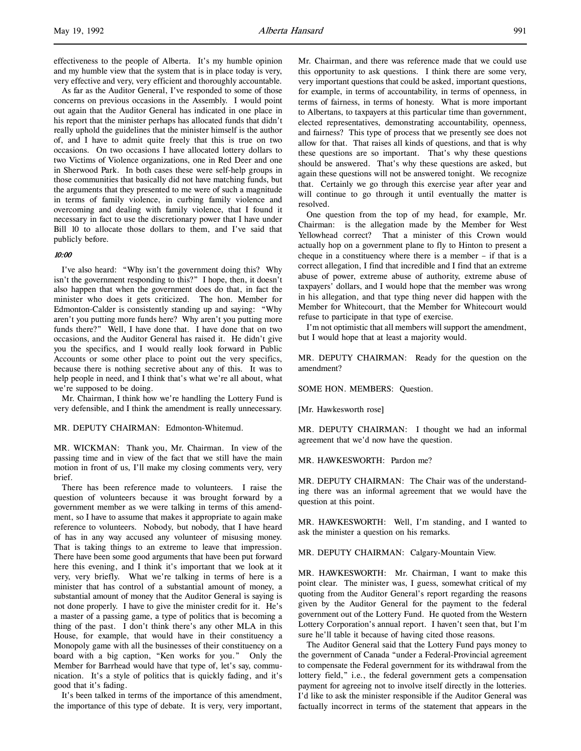effectiveness to the people of Alberta. It's my humble opinion and my humble view that the system that is in place today is very, very effective and very, very efficient and thoroughly accountable.

As far as the Auditor General, I've responded to some of those concerns on previous occasions in the Assembly. I would point out again that the Auditor General has indicated in one place in his report that the minister perhaps has allocated funds that didn't really uphold the guidelines that the minister himself is the author of, and I have to admit quite freely that this is true on two occasions. On two occasions I have allocated lottery dollars to two Victims of Violence organizations, one in Red Deer and one in Sherwood Park. In both cases these were self-help groups in those communities that basically did not have matching funds, but the arguments that they presented to me were of such a magnitude in terms of family violence, in curbing family violence and overcoming and dealing with family violence, that I found it necessary in fact to use the discretionary power that I have under Bill 10 to allocate those dollars to them, and I've said that publicly before.

*10:00*

I've also heard: "Why isn't the government doing this? Why isn't the government responding to this?" I hope, then, it doesn't also happen that when the government does do that, in fact the minister who does it gets criticized. The hon. Member for Edmonton-Calder is consistently standing up and saying: "Why aren't you putting more funds here? Why aren't you putting more funds there?" Well, I have done that. I have done that on two occasions, and the Auditor General has raised it. He didn't give you the specifics, and I would really look forward in Public Accounts or some other place to point out the very specifics, because there is nothing secretive about any of this. It was to help people in need, and I think that's what we're all about, what we're supposed to be doing.

Mr. Chairman, I think how we're handling the Lottery Fund is very defensible, and I think the amendment is really unnecessary.

MR. DEPUTY CHAIRMAN: Edmonton-Whitemud.

MR. WICKMAN: Thank you, Mr. Chairman. In view of the passing time and in view of the fact that we still have the main motion in front of us, I'll make my closing comments very, very brief.

There has been reference made to volunteers. I raise the question of volunteers because it was brought forward by a government member as we were talking in terms of this amendment, so I have to assume that makes it appropriate to again make reference to volunteers. Nobody, but nobody, that I have heard of has in any way accused any volunteer of misusing money. That is taking things to an extreme to leave that impression. There have been some good arguments that have been put forward here this evening, and I think it's important that we look at it very, very briefly. What we're talking in terms of here is a minister that has control of a substantial amount of money, a substantial amount of money that the Auditor General is saying is not done properly. I have to give the minister credit for it. He's a master of a passing game, a type of politics that is becoming a thing of the past. I don't think there's any other MLA in this House, for example, that would have in their constituency a Monopoly game with all the businesses of their constituency on a board with a big caption, "Ken works for you." Only the Member for Barrhead would have that type of, let's say, communication. It's a style of politics that is quickly fading, and it's good that it's fading.

It's been talked in terms of the importance of this amendment, the importance of this type of debate. It is very, very important, Mr. Chairman, and there was reference made that we could use this opportunity to ask questions. I think there are some very, very important questions that could be asked, important questions, for example, in terms of accountability, in terms of openness, in terms of fairness, in terms of honesty. What is more important to Albertans, to taxpayers at this particular time than government, elected representatives, demonstrating accountability, openness, and fairness? This type of process that we presently see does not allow for that. That raises all kinds of questions, and that is why these questions are so important. That's why these questions should be answered. That's why these questions are asked, but again these questions will not be answered tonight. We recognize that. Certainly we go through this exercise year after year and will continue to go through it until eventually the matter is resolved.

One question from the top of my head, for example, Mr. Chairman: is the allegation made by the Member for West Yellowhead correct? That a minister of this Crown would actually hop on a government plane to fly to Hinton to present a cheque in a constituency where there is a member – if that is a correct allegation, I find that incredible and I find that an extreme abuse of power, extreme abuse of authority, extreme abuse of taxpayers' dollars, and I would hope that the member was wrong in his allegation, and that type thing never did happen with the Member for Whitecourt, that the Member for Whitecourt would refuse to participate in that type of exercise.

I'm not optimistic that all members will support the amendment, but I would hope that at least a majority would.

MR. DEPUTY CHAIRMAN: Ready for the question on the amendment?

SOME HON. MEMBERS: Question.

[Mr. Hawkesworth rose]

MR. DEPUTY CHAIRMAN: I thought we had an informal agreement that we'd now have the question.

MR. HAWKESWORTH: Pardon me?

MR. DEPUTY CHAIRMAN: The Chair was of the understanding there was an informal agreement that we would have the question at this point.

MR. HAWKESWORTH: Well, I'm standing, and I wanted to ask the minister a question on his remarks.

MR. DEPUTY CHAIRMAN: Calgary-Mountain View.

MR. HAWKESWORTH: Mr. Chairman, I want to make this point clear. The minister was, I guess, somewhat critical of my quoting from the Auditor General's report regarding the reasons given by the Auditor General for the payment to the federal government out of the Lottery Fund. He quoted from the Western Lottery Corporation's annual report. I haven't seen that, but I'm sure he'll table it because of having cited those reasons.

The Auditor General said that the Lottery Fund pays money to the government of Canada "under a Federal-Provincial agreement to compensate the Federal government for its withdrawal from the lottery field," i.e., the federal government gets a compensation payment for agreeing not to involve itself directly in the lotteries. I'd like to ask the minister responsible if the Auditor General was factually incorrect in terms of the statement that appears in the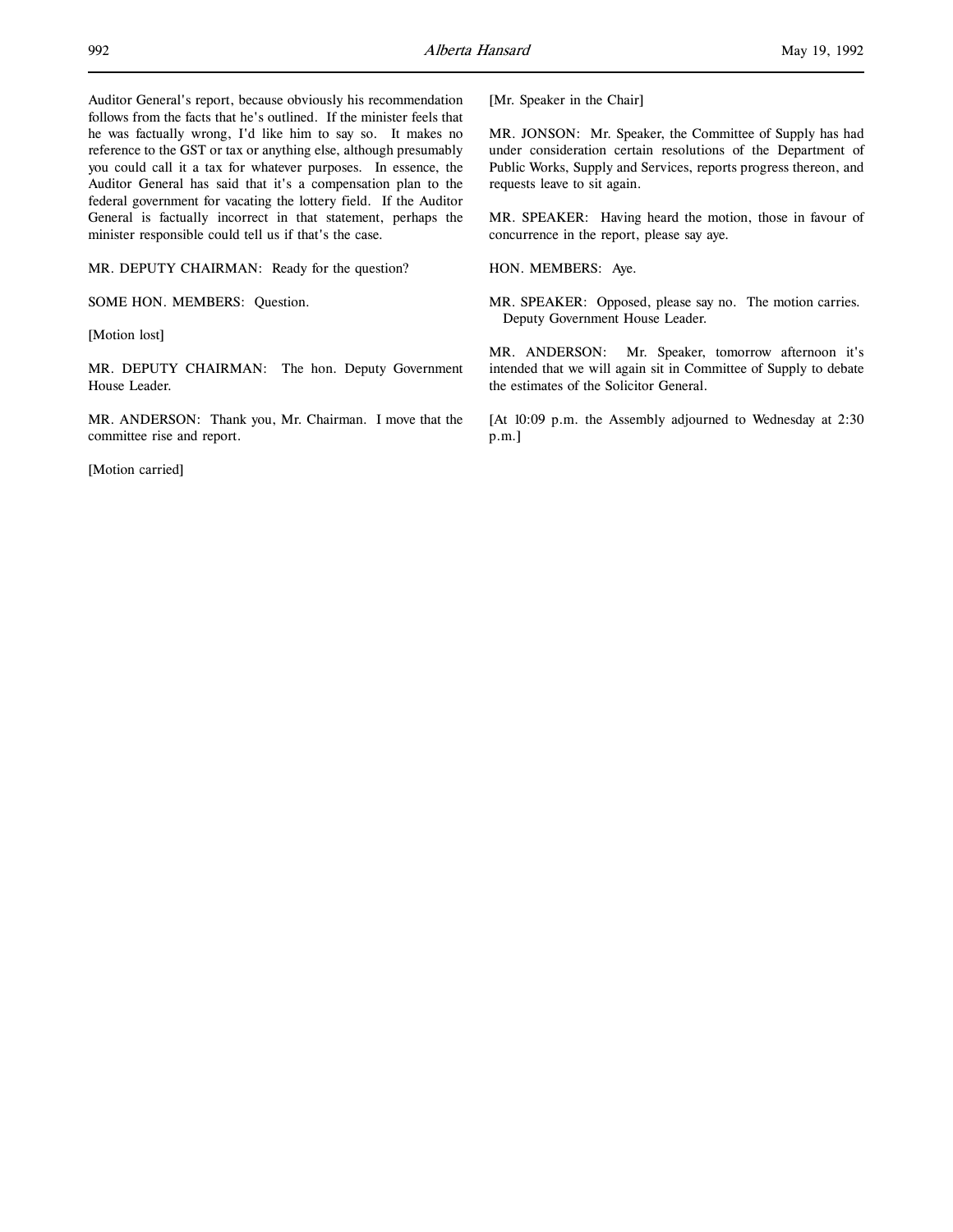Auditor General's report, because obviously his recommendation follows from the facts that he's outlined. If the minister feels that he was factually wrong, I'd like him to say so. It makes no reference to the GST or tax or anything else, although presumably you could call it a tax for whatever purposes. In essence, the Auditor General has said that it's a compensation plan to the federal government for vacating the lottery field. If the Auditor General is factually incorrect in that statement, perhaps the minister responsible could tell us if that's the case.

MR. DEPUTY CHAIRMAN: Ready for the question?

SOME HON. MEMBERS: Question.

[Motion lost]

MR. DEPUTY CHAIRMAN: The hon. Deputy Government House Leader.

MR. ANDERSON: Thank you, Mr. Chairman. I move that the committee rise and report.

[Motion carried]

[Mr. Speaker in the Chair]

MR. JONSON: Mr. Speaker, the Committee of Supply has had under consideration certain resolutions of the Department of Public Works, Supply and Services, reports progress thereon, and requests leave to sit again.

MR. SPEAKER: Having heard the motion, those in favour of concurrence in the report, please say aye.

HON. MEMBERS: Aye.

MR. SPEAKER: Opposed, please say no. The motion carries. Deputy Government House Leader.

MR. ANDERSON: Mr. Speaker, tomorrow afternoon it's intended that we will again sit in Committee of Supply to debate the estimates of the Solicitor General.

[At 10:09 p.m. the Assembly adjourned to Wednesday at 2:30 p.m.]